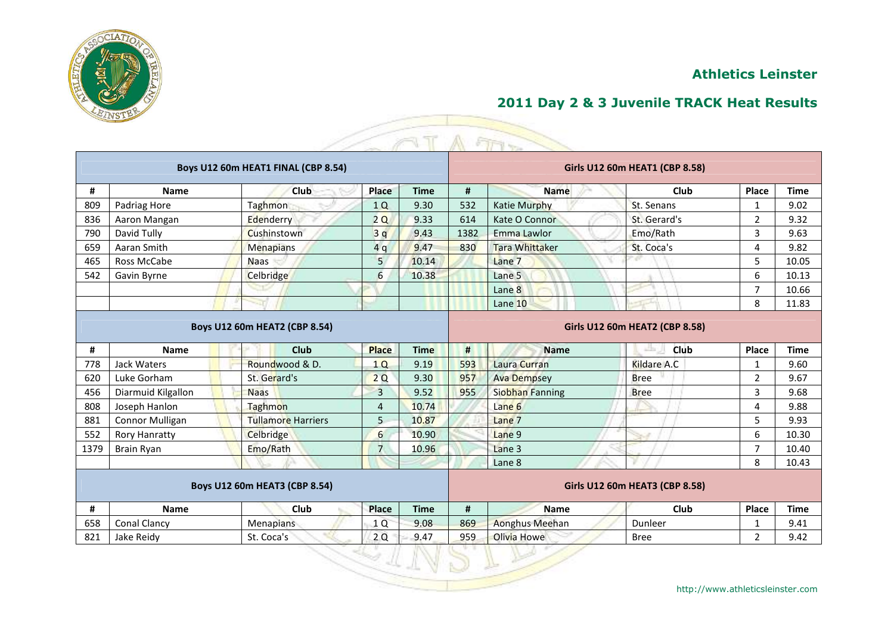## Athletics Leinster

## 2011 Day 2 & 3 Juvenile TRACK Heat Results

| Boys U12 60m HEAT1 FINAL (CBP 8.54) | | | | | Girls U12 60m HEAT1 (CBP 8.58) | | | | |
|---|---|---|---|---|---|---|---|---|---|
| # | Name | Club | Place | Time | # | Name | Club | Place | Time |
| 809 | Padriag Hore | Taghmon | 1 Q | 9.30 | 532 | Katie Murphy | St. Senans | 1 | 9.02 |
| 836 | Aaron Mangan | Edenderry | 2 Q | 9.33 | 614 | Kate O Connor | St. Gerard's | 2 | 9.32 |
| 790 | David Tully | Cushinstown | 3 q | 9.43 | 1382 | Emma Lawlor | Emo/Rath | 3 | 9.63 |
| 659 | Aaran Smith | Menapians | 4 q | 9.47 | 830 | Tara Whittaker | St. Coca's | 4 | 9.82 |
| 465 | Ross McCabe | Naas | 5 | 10.14 | | Lane 7 | | 5 | 10.05 |
| 542 | Gavin Byrne | Celbridge | 6 | 10.38 | | Lane 5 | | 6 | 10.13 |
| | | | | | | Lane 8 | | 7 | 10.66 |
| | | | | | | Lane 10 | | 8 | 11.83 |

| Boys U12 60m HEAT2 (CBP 8.54) | | | | | Girls U12 60m HEAT2 (CBP 8.58) | | | | |
|---|---|---|---|---|---|---|---|---|---|
| # | Name | Club | Place | Time | # | Name | Club | Place | Time |
| 778 | Jack Waters | Roundwood & D. | 1 Q | 9.19 | 593 | Laura Curran | Kildare A.C | 1 | 9.60 |
| 620 | Luke Gorham | St. Gerard's | 2 Q | 9.30 | 957 | Ava Dempsey | Bree | 2 | 9.67 |
| 456 | Diarmuid Kilgallon | Naas | 3 | 9.52 | 955 | Siobhan Fanning | Bree | 3 | 9.68 |
| 808 | Joseph Hanlon | Taghmon | 4 | 10.74 | | Lane 6 | | 4 | 9.88 |
| 881 | Connor Mulligan | Tullamore Harriers | 5 | 10.87 | | Lane 7 | | 5 | 9.93 |
| 552 | Rory Hanratty | Celbridge | 6 | 10.90 | | Lane 9 | | 6 | 10.30 |
| 1379 | Brain Ryan | Emo/Rath | 7 | 10.96 | | Lane 3 | | 7 | 10.40 |
| | | | | | | Lane 8 | | 8 | 10.43 |

| Boys U12 60m HEAT3 (CBP 8.54) | | | | | Girls U12 60m HEAT3 (CBP 8.58) | | | | |
|---|---|---|---|---|---|---|---|---|---|
| # | Name | Club | Place | Time | # | Name | Club | Place | Time |
| 658 | Conal Clancy | Menapians | 1 Q | 9.08 | 869 | Aonghus Meehan | Dunleer | 1 | 9.41 |
| 821 | Jake Reidy | St. Coca's | 2 Q | 9.47 | 959 | Olivia Howe | Bree | 2 | 9.42 |

http://www.athleticsleinster.com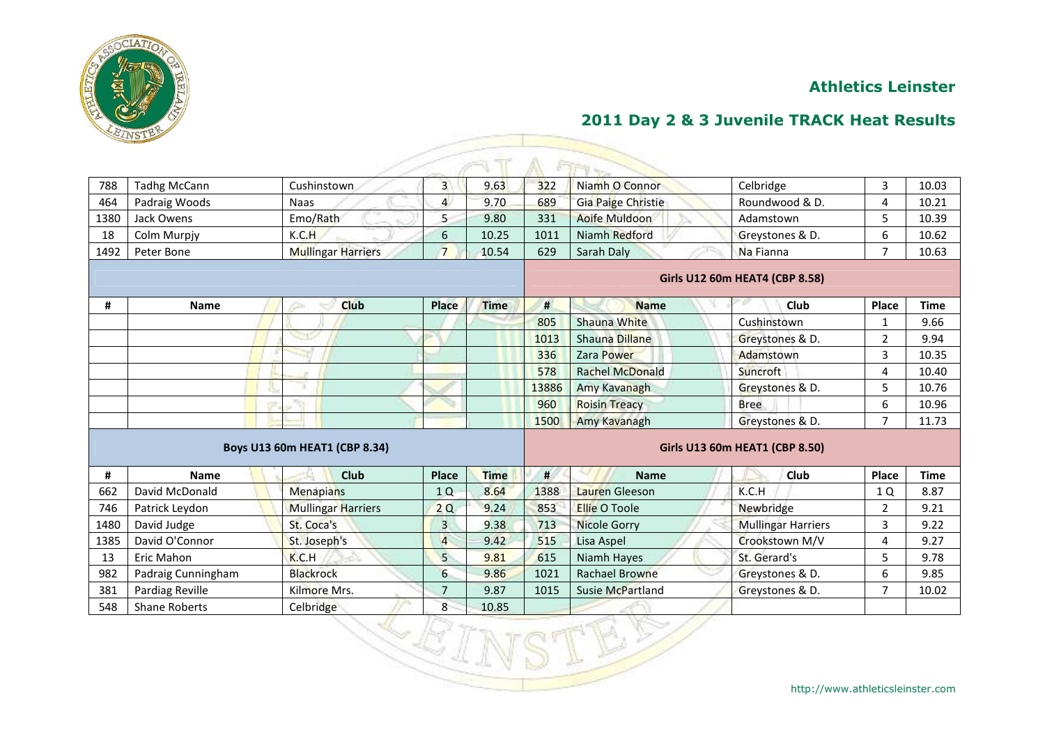## Athletics Leinster

## 2011 Day 2 & 3 Juvenile TRACK Heat Results

| # | Name | Club | Place | Time | # | Name | Club | Place | Time |
|---|---|---|---|---|---|---|---|---|---|
| 788 | Tadhg McCann | Cushinstown | 3 | 9.63 | 322 | Niamh O Connor | Celbridge | 3 | 10.03 |
| 464 | Padraig Woods | Naas | 4 | 9.70 | 689 | Gia Paige Christie | Roundwood & D. | 4 | 10.21 |
| 1380 | Jack Owens | Emo/Rath | 5 | 9.80 | 331 | Aoife Muldoon | Adamstown | 5 | 10.39 |
| 18 | Colm Murpjy | K.C.H | 6 | 10.25 | 1011 | Niamh Redford | Greystones & D. | 6 | 10.62 |
| 1492 | Peter Bone | Mullingar Harriers | 7 | 10.54 | 629 | Sarah Daly | Na Fianna | 7 | 10.63 |
| | | | | | **Girls U12 60m HEAT4 (CBP 8.58)** | | | | |
| **#** | **Name** | **Club** | **Place** | **Time** | **#** | **Name** | **Club** | **Place** | **Time** |
| | | | | | 805 | Shauna White | Cushinstown | 1 | 9.66 |
| | | | | | 1013 | Shauna Dillane | Greystones & D. | 2 | 9.94 |
| | | | | | 336 | Zara Power | Adamstown | 3 | 10.35 |
| | | | | | 578 | Rachel McDonald | Suncroft | 4 | 10.40 |
| | | | | | 13886 | Amy Kavanagh | Greystones & D. | 5 | 10.76 |
| | | | | | 960 | Roisin Treacy | Bree | 6 | 10.96 |
| | | | | | 1500 | Amy Kavanagh | Greystones & D. | 7 | 11.73 |
| **Boys U13 60m HEAT1 (CBP 8.34)** | | | | | **Girls U13 60m HEAT1 (CBP 8.50)** | | | | |
| **#** | **Name** | **Club** | **Place** | **Time** | **#** | **Name** | **Club** | **Place** | **Time** |
| 662 | David McDonald | Menapians | 1 Q | 8.64 | 1388 | Lauren Gleeson | K.C.H | 1 Q | 8.87 |
| 746 | Patrick Leydon | Mullingar Harriers | 2 Q | 9.24 | 853 | Ellie O Toole | Newbridge | 2 | 9.21 |
| 1480 | David Judge | St. Coca's | 3 | 9.38 | 713 | Nicole Gorry | Mullingar Harriers | 3 | 9.22 |
| 1385 | David O'Connor | St. Joseph's | 4 | 9.42 | 515 | Lisa Aspel | Crookstown M/V | 4 | 9.27 |
| 13 | Eric Mahon | K.C.H | 5 | 9.81 | 615 | Niamh Hayes | St. Gerard's | 5 | 9.78 |
| 982 | Padraig Cunningham | Blackrock | 6 | 9.86 | 1021 | Rachael Browne | Greystones & D. | 6 | 9.85 |
| 381 | Pardiag Reville | Kilmore Mrs. | 7 | 9.87 | 1015 | Susie McPartland | Greystones & D. | 7 | 10.02 |
| 548 | Shane Roberts | Celbridge | 8 | 10.85 | | | | | |

http://www.athleticsleinster.com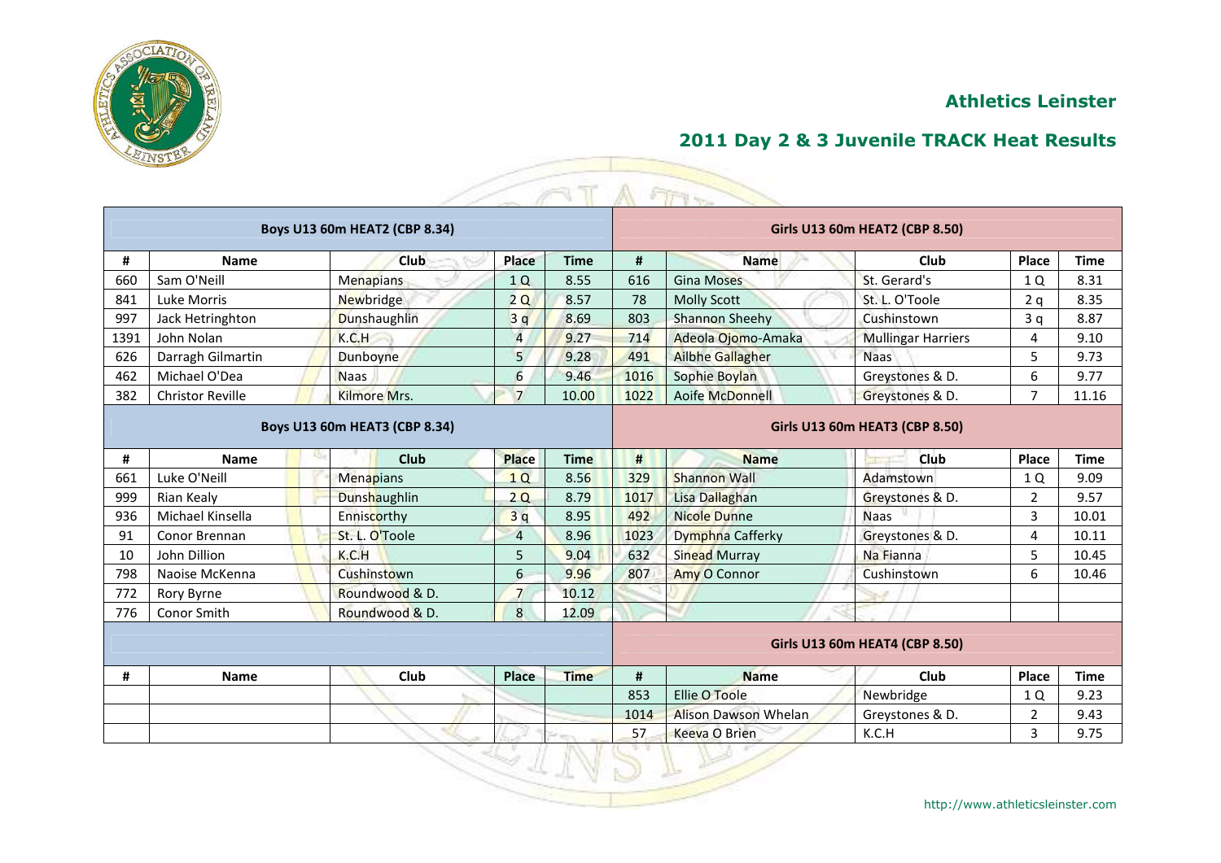## Athletics Leinster

## 2011 Day 2 & 3 Juvenile TRACK Heat Results

| Boys U13 60m HEAT2 (CBP 8.34) | | | | | Girls U13 60m HEAT2 (CBP 8.50) | | | | |
|---|---|---|---|---|---|---|---|---|---|
| # | Name | Club | Place | Time | # | Name | Club | Place | Time |
| 660 | Sam O'Neill | Menapians | 1 Q | 8.55 | 616 | Gina Moses | St. Gerard's | 1 Q | 8.31 |
| 841 | Luke Morris | Newbridge | 2 Q | 8.57 | 78 | Molly Scott | St. L. O'Toole | 2 q | 8.35 |
| 997 | Jack Hetringhton | Dunshaughlin | 3 q | 8.69 | 803 | Shannon Sheehy | Cushinstown | 3 q | 8.87 |
| 1391 | John Nolan | K.C.H | 4 | 9.27 | 714 | Adeola Ojomo-Amaka | Mullingar Harriers | 4 | 9.10 |
| 626 | Darragh Gilmartin | Dunboyne | 5 | 9.28 | 491 | Ailbhe Gallagher | Naas | 5 | 9.73 |
| 462 | Michael O'Dea | Naas | 6 | 9.46 | 1016 | Sophie Boylan | Greystones & D. | 6 | 9.77 |
| 382 | Christor Reville | Kilmore Mrs. | 7 | 10.00 | 1022 | Aoife McDonnell | Greystones & D. | 7 | 11.16 |

| Boys U13 60m HEAT3 (CBP 8.34) | | | | | Girls U13 60m HEAT3 (CBP 8.50) | | | | |
|---|---|---|---|---|---|---|---|---|---|
| # | Name | Club | Place | Time | # | Name | Club | Place | Time |
| 661 | Luke O'Neill | Menapians | 1 Q | 8.56 | 329 | Shannon Wall | Adamstown | 1 Q | 9.09 |
| 999 | Rian Kealy | Dunshaughlin | 2 Q | 8.79 | 1017 | Lisa Dallaghan | Greystones & D. | 2 | 9.57 |
| 936 | Michael Kinsella | Enniscorthy | 3 q | 8.95 | 492 | Nicole Dunne | Naas | 3 | 10.01 |
| 91 | Conor Brennan | St. L. O'Toole | 4 | 8.96 | 1023 | Dymphna Cafferky | Greystones & D. | 4 | 10.11 |
| 10 | John Dillion | K.C.H | 5 | 9.04 | 632 | Sinead Murray | Na Fianna | 5 | 10.45 |
| 798 | Naoise McKenna | Cushinstown | 6 | 9.96 | 807 | Amy O Connor | Cushinstown | 6 | 10.46 |
| 772 | Rory Byrne | Roundwood & D. | 7 | 10.12 | | | | | |
| 776 | Conor Smith | Roundwood & D. | 8 | 12.09 | | | | | |

| | | | | | Girls U13 60m HEAT4 (CBP 8.50) | | | | |
|---|---|---|---|---|---|---|---|---|---|
| # | Name | Club | Place | Time | # | Name | Club | Place | Time |
| | | | | | 853 | Ellie O Toole | Newbridge | 1 Q | 9.23 |
| | | | | | 1014 | Alison Dawson Whelan | Greystones & D. | 2 | 9.43 |
| | | | | | 57 | Keeva O Brien | K.C.H | 3 | 9.75 |

http://www.athleticsleinster.com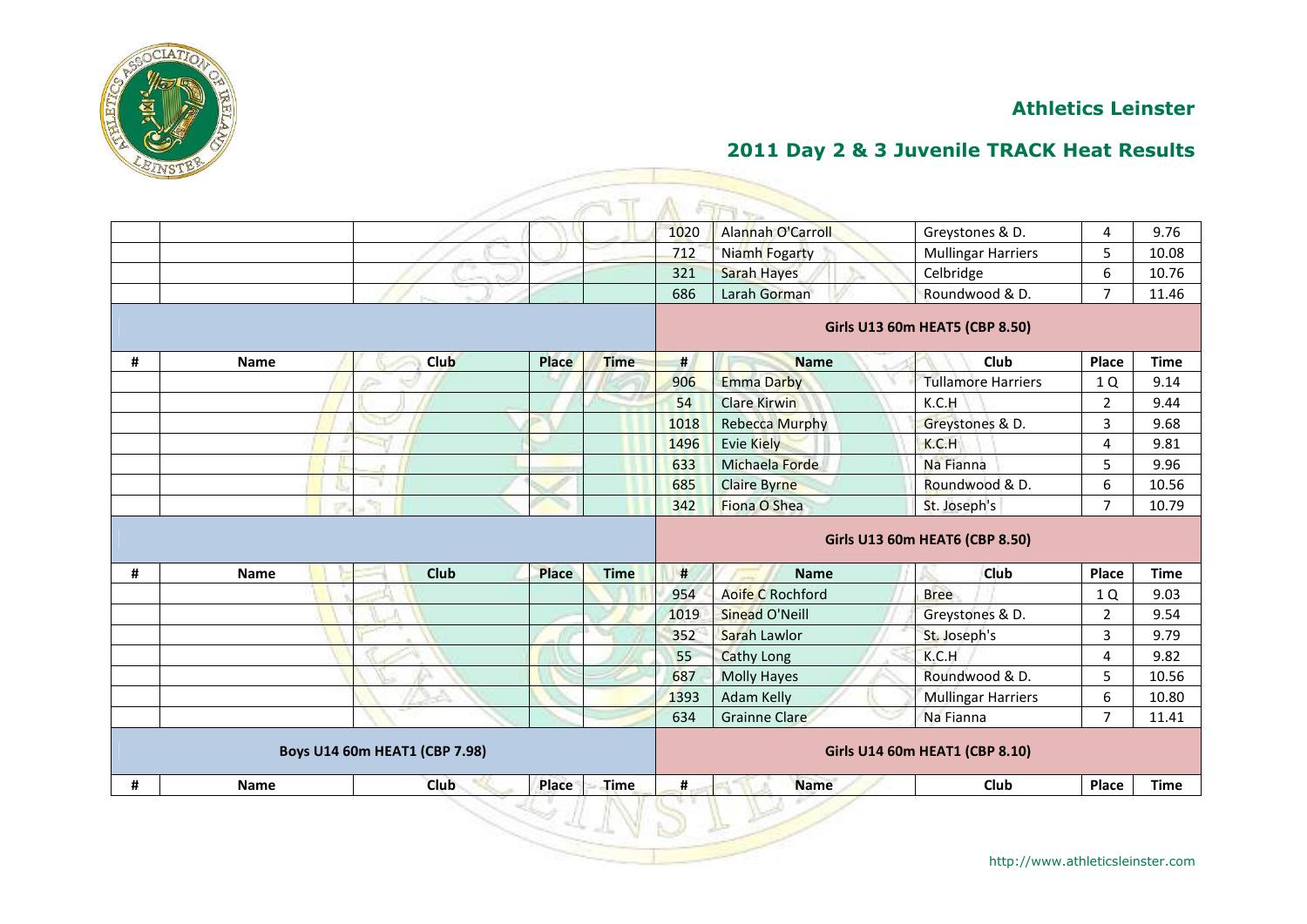## Athletics Leinster

## 2011 Day 2 & 3 Juvenile TRACK Heat Results

| # | Name | Club | Place | Time | # | Name | Club | Place | Time |
|---|---|---|---|---|---|---|---|---|---|
| | | | | | 1020 | Alannah O'Carroll | Greystones & D. | 4 | 9.76 |
| | | | | | 712 | Niamh Fogarty | Mullingar Harriers | 5 | 10.08 |
| | | | | | 321 | Sarah Hayes | Celbridge | 6 | 10.76 |
| | | | | | 686 | Larah Gorman | Roundwood & D. | 7 | 11.46 |
| | | | | | **Girls U13 60m HEAT5 (CBP 8.50)** | | | | |
| **#** | **Name** | **Club** | **Place** | **Time** | **#** | **Name** | **Club** | **Place** | **Time** |
| | | | | | 906 | Emma Darby | Tullamore Harriers | 1 Q | 9.14 |
| | | | | | 54 | Clare Kirwin | K.C.H | 2 | 9.44 |
| | | | | | 1018 | Rebecca Murphy | Greystones & D. | 3 | 9.68 |
| | | | | | 1496 | Evie Kiely | K.C.H | 4 | 9.81 |
| | | | | | 633 | Michaela Forde | Na Fianna | 5 | 9.96 |
| | | | | | 685 | Claire Byrne | Roundwood & D. | 6 | 10.56 |
| | | | | | 342 | Fiona O Shea | St. Joseph's | 7 | 10.79 |
| | | | | | **Girls U13 60m HEAT6 (CBP 8.50)** | | | | |
| **#** | **Name** | **Club** | **Place** | **Time** | **#** | **Name** | **Club** | **Place** | **Time** |
| | | | | | 954 | Aoife C Rochford | Bree | 1 Q | 9.03 |
| | | | | | 1019 | Sinead O'Neill | Greystones & D. | 2 | 9.54 |
| | | | | | 352 | Sarah Lawlor | St. Joseph's | 3 | 9.79 |
| | | | | | 55 | Cathy Long | K.C.H | 4 | 9.82 |
| | | | | | 687 | Molly Hayes | Roundwood & D. | 5 | 10.56 |
| | | | | | 1393 | Adam Kelly | Mullingar Harriers | 6 | 10.80 |
| | | | | | 634 | Grainne Clare | Na Fianna | 7 | 11.41 |
| **Boys U14 60m HEAT1 (CBP 7.98)** | | | | | **Girls U14 60m HEAT1 (CBP 8.10)** | | | | |
| **#** | **Name** | **Club** | **Place** | **Time** | **#** | **Name** | **Club** | **Place** | **Time** |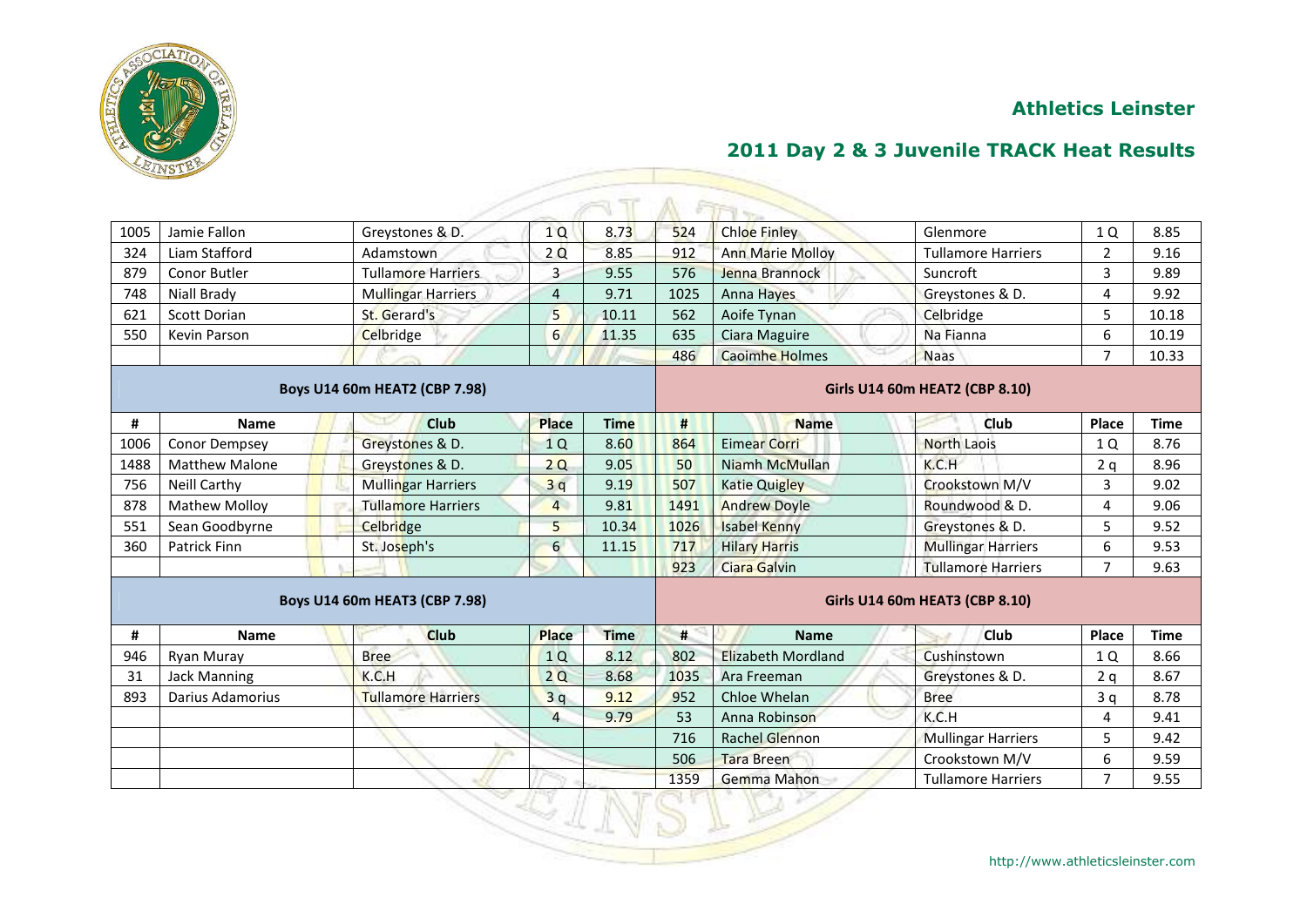## Athletics Leinster

## 2011 Day 2 & 3 Juvenile TRACK Heat Results

| # | Name | Club | Place | Time | # | Name | Club | Place | Time |
|---|---|---|---|---|---|---|---|---|---|
| 1005 | Jamie Fallon | Greystones & D. | 1 Q | 8.73 | 524 | Chloe Finley | Glenmore | 1 Q | 8.85 |
| 324 | Liam Stafford | Adamstown | 2 Q | 8.85 | 912 | Ann Marie Molloy | Tullamore Harriers | 2 | 9.16 |
| 879 | Conor Butler | Tullamore Harriers | 3 | 9.55 | 576 | Jenna Brannock | Suncroft | 3 | 9.89 |
| 748 | Niall Brady | Mullingar Harriers | 4 | 9.71 | 1025 | Anna Hayes | Greystones & D. | 4 | 9.92 |
| 621 | Scott Dorian | St. Gerard's | 5 | 10.11 | 562 | Aoife Tynan | Celbridge | 5 | 10.18 |
| 550 | Kevin Parson | Celbridge | 6 | 11.35 | 635 | Ciara Maguire | Na Fianna | 6 | 10.19 |
| | | | | | 486 | Caoimhe Holmes | Naas | 7 | 10.33 |

| Boys U14 60m HEAT2 (CBP 7.98) | | | | | Girls U14 60m HEAT2 (CBP 8.10) | | | | |
|---|---|---|---|---|---|---|---|---|---|
| # | Name | Club | Place | Time | # | Name | Club | Place | Time |
| 1006 | Conor Dempsey | Greystones & D. | 1 Q | 8.60 | 864 | Eimear Corri | North Laois | 1 Q | 8.76 |
| 1488 | Matthew Malone | Greystones & D. | 2 Q | 9.05 | 50 | Niamh McMullan | K.C.H | 2 q | 8.96 |
| 756 | Neill Carthy | Mullingar Harriers | 3 q | 9.19 | 507 | Katie Quigley | Crookstown M/V | 3 | 9.02 |
| 878 | Mathew Molloy | Tullamore Harriers | 4 | 9.81 | 1491 | Andrew Doyle | Roundwood & D. | 4 | 9.06 |
| 551 | Sean Goodbyrne | Celbridge | 5 | 10.34 | 1026 | Isabel Kenny | Greystones & D. | 5 | 9.52 |
| 360 | Patrick Finn | St. Joseph's | 6 | 11.15 | 717 | Hilary Harris | Mullingar Harriers | 6 | 9.53 |
| | | | | | 923 | Ciara Galvin | Tullamore Harriers | 7 | 9.63 |

| Boys U14 60m HEAT3 (CBP 7.98) | | | | | Girls U14 60m HEAT3 (CBP 8.10) | | | | |
|---|---|---|---|---|---|---|---|---|---|
| # | Name | Club | Place | Time | # | Name | Club | Place | Time |
| 946 | Ryan Muray | Bree | 1 Q | 8.12 | 802 | Elizabeth Mordland | Cushinstown | 1 Q | 8.66 |
| 31 | Jack Manning | K.C.H | 2 Q | 8.68 | 1035 | Ara Freeman | Greystones & D. | 2 q | 8.67 |
| 893 | Darius Adamorius | Tullamore Harriers | 3 q | 9.12 | 952 | Chloe Whelan | Bree | 3 q | 8.78 |
| | | | 4 | 9.79 | 53 | Anna Robinson | K.C.H | 4 | 9.41 |
| | | | | | 716 | Rachel Glennon | Mullingar Harriers | 5 | 9.42 |
| | | | | | 506 | Tara Breen | Crookstown M/V | 6 | 9.59 |
| | | | | | 1359 | Gemma Mahon | Tullamore Harriers | 7 | 9.55 |

http://www.athleticsleinster.com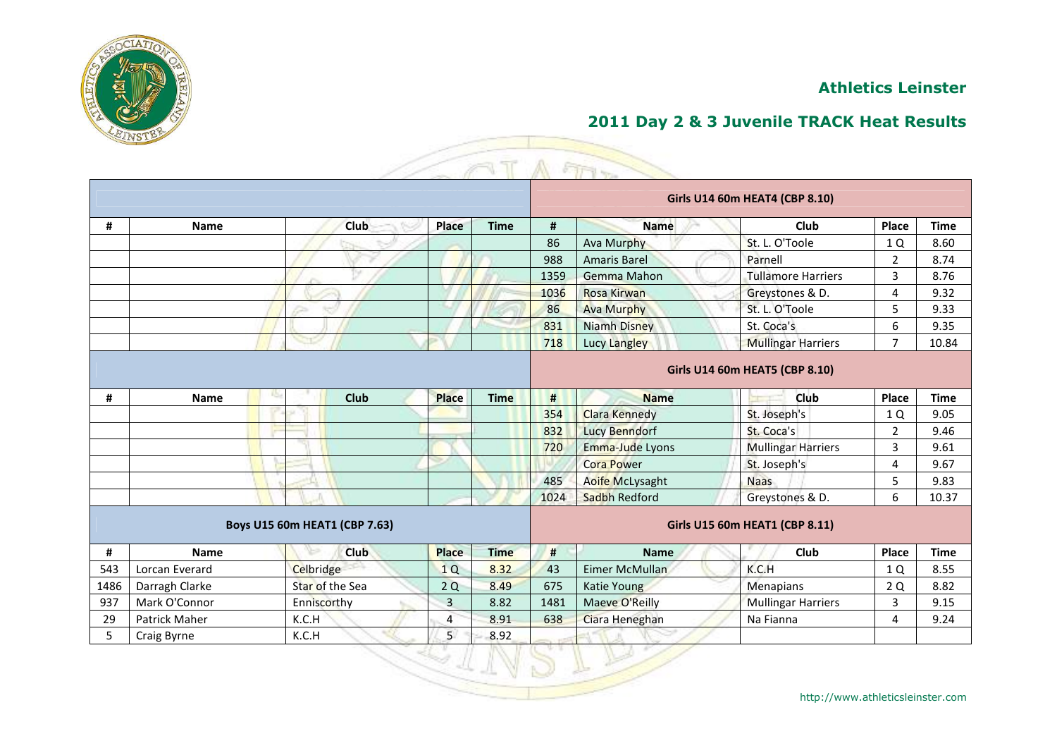# Athletics Leinster

## 2011 Day 2 & 3 Juvenile TRACK Heat Results

### Girls U14 60m HEAT4 (CBP 8.10)

| # | Name | Club | Place | Time |
|---|---|---|---|---|
| 86 | Ava Murphy | St. L. O'Toole | 1 Q | 8.60 |
| 988 | Amaris Barel | Parnell | 2 | 8.74 |
| 1359 | Gemma Mahon | Tullamore Harriers | 3 | 8.76 |
| 1036 | Rosa Kirwan | Greystones & D. | 4 | 9.32 |
| 86 | Ava Murphy | St. L. O'Toole | 5 | 9.33 |
| 831 | Niamh Disney | St. Coca's | 6 | 9.35 |
| 718 | Lucy Langley | Mullingar Harriers | 7 | 10.84 |

### Girls U14 60m HEAT5 (CBP 8.10)

| # | Name | Club | Place | Time |
|---|---|---|---|---|
| 354 | Clara Kennedy | St. Joseph's | 1 Q | 9.05 |
| 832 | Lucy Benndorf | St. Coca's | 2 | 9.46 |
| 720 | Emma-Jude Lyons | Mullingar Harriers | 3 | 9.61 |
| | Cora Power | St. Joseph's | 4 | 9.67 |
| 485 | Aoife McLysaght | Naas | 5 | 9.83 |
| 1024 | Sadbh Redford | Greystones & D. | 6 | 10.37 |

### Boys U15 60m HEAT1 (CBP 7.63)

| # | Name | Club | Place | Time |
|---|---|---|---|---|
| 543 | Lorcan Everard | Celbridge | 1 Q | 8.32 |
| 1486 | Darragh Clarke | Star of the Sea | 2 Q | 8.49 |
| 937 | Mark O'Connor | Enniscorthy | 3 | 8.82 |
| 29 | Patrick Maher | K.C.H | 4 | 8.91 |
| 5 | Craig Byrne | K.C.H | 5 | 8.92 |

### Girls U15 60m HEAT1 (CBP 8.11)

| # | Name | Club | Place | Time |
|---|---|---|---|---|
| 43 | Eimer McMullan | K.C.H | 1 Q | 8.55 |
| 675 | Katie Young | Menapians | 2 Q | 8.82 |
| 1481 | Maeve O'Reilly | Mullingar Harriers | 3 | 9.15 |
| 638 | Ciara Heneghan | Na Fianna | 4 | 9.24 |

http://www.athleticsleinster.com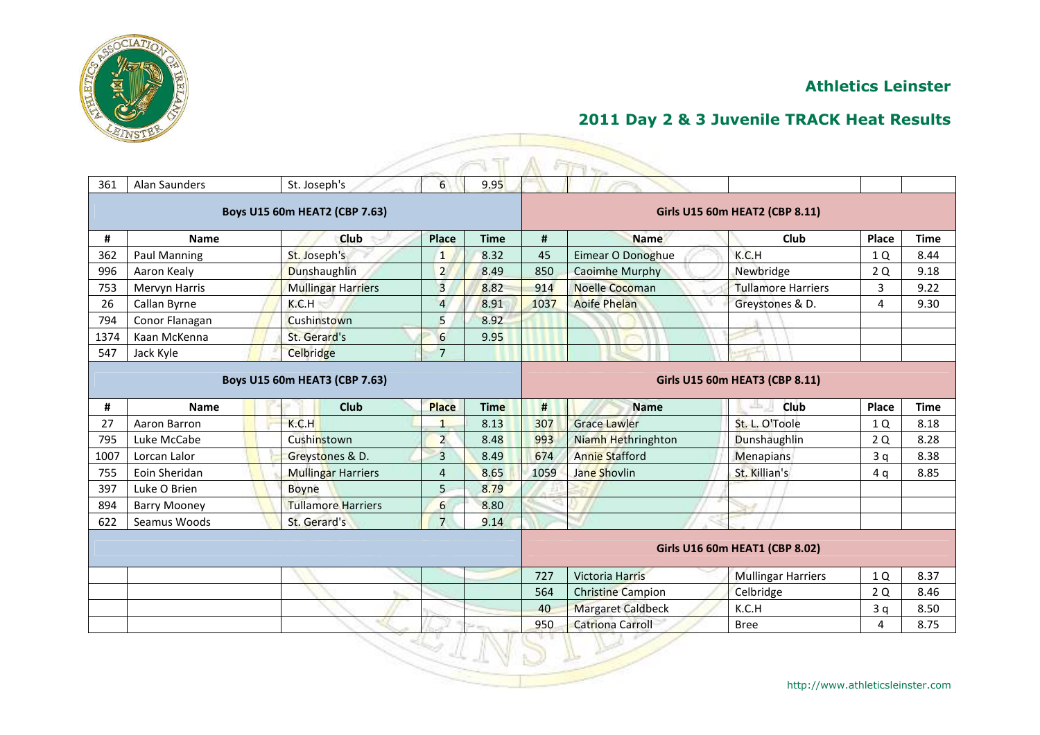## Athletics Leinster

## 2011 Day 2 & 3 Juvenile TRACK Heat Results

| # | Name | Club | Place | Time | # | Name | Club | Place | Time |
|---|---|---|---|---|---|---|---|---|---|
| 361 | Alan Saunders | St. Joseph's | 6 | 9.95 | | | | | |
| **Boys U15 60m HEAT2 (CBP 7.63)** | | | | | **Girls U15 60m HEAT2 (CBP 8.11)** | | | | |
| **#** | **Name** | **Club** | **Place** | **Time** | **#** | **Name** | **Club** | **Place** | **Time** |
| 362 | Paul Manning | St. Joseph's | 1 | 8.32 | 45 | Eimear O Donoghue | K.C.H | 1 Q | 8.44 |
| 996 | Aaron Kealy | Dunshaughlin | 2 | 8.49 | 850 | Caoimhe Murphy | Newbridge | 2 Q | 9.18 |
| 753 | Mervyn Harris | Mullingar Harriers | 3 | 8.82 | 914 | Noelle Cocoman | Tullamore Harriers | 3 | 9.22 |
| 26 | Callan Byrne | K.C.H | 4 | 8.91 | 1037 | Aoife Phelan | Greystones & D. | 4 | 9.30 |
| 794 | Conor Flanagan | Cushinstown | 5 | 8.92 | | | | | |
| 1374 | Kaan McKenna | St. Gerard's | 6 | 9.95 | | | | | |
| 547 | Jack Kyle | Celbridge | 7 | | | | | | |
| **Boys U15 60m HEAT3 (CBP 7.63)** | | | | | **Girls U15 60m HEAT3 (CBP 8.11)** | | | | |
| **#** | **Name** | **Club** | **Place** | **Time** | **#** | **Name** | **Club** | **Place** | **Time** |
| 27 | Aaron Barron | K.C.H | 1 | 8.13 | 307 | Grace Lawler | St. L. O'Toole | 1 Q | 8.18 |
| 795 | Luke McCabe | Cushinstown | 2 | 8.48 | 993 | Niamh Hethringhton | Dunshaughlin | 2 Q | 8.28 |
| 1007 | Lorcan Lalor | Greystones & D. | 3 | 8.49 | 674 | Annie Stafford | Menapians | 3 q | 8.38 |
| 755 | Eoin Sheridan | Mullingar Harriers | 4 | 8.65 | 1059 | Jane Shovlin | St. Killian's | 4 q | 8.85 |
| 397 | Luke O Brien | Boyne | 5 | 8.79 | | | | | |
| 894 | Barry Mooney | Tullamore Harriers | 6 | 8.80 | | | | | |
| 622 | Seamus Woods | St. Gerard's | 7 | 9.14 | | | | | |
| | | | | | **Girls U16 60m HEAT1 (CBP 8.02)** | | | | |
| | | | | | 727 | Victoria Harris | Mullingar Harriers | 1 Q | 8.37 |
| | | | | | 564 | Christine Campion | Celbridge | 2 Q | 8.46 |
| | | | | | 40 | Margaret Caldbeck | K.C.H | 3 q | 8.50 |
| | | | | | 950 | Catriona Carroll | Bree | 4 | 8.75 |

http://www.athleticsleinster.com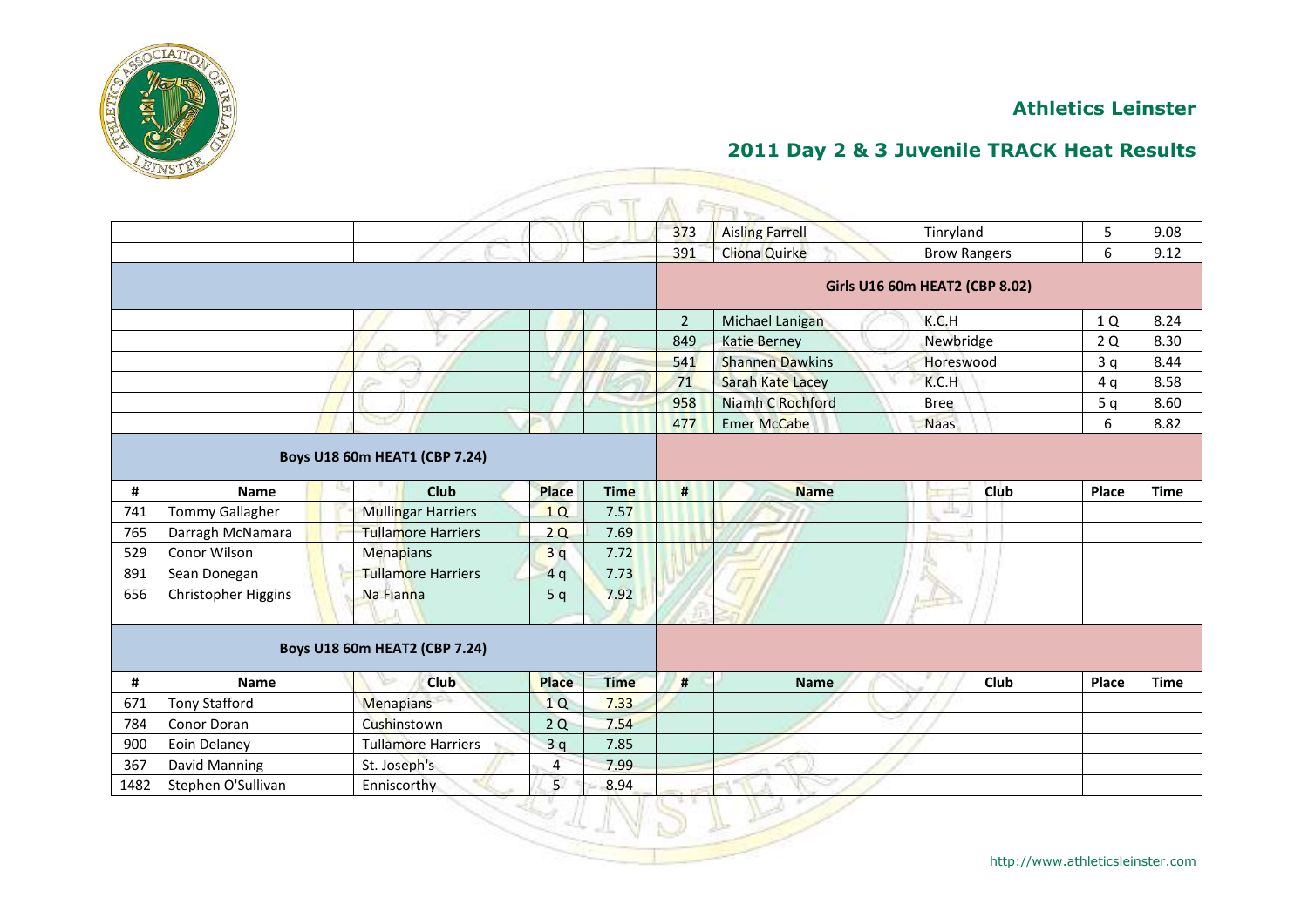## Athletics Leinster

## 2011 Day 2 & 3 Juvenile TRACK Heat Results

| # | Name | Club | Place | Time |
|---|---|---|---|---|
| 373 | Aisling Farrell | Tinryland | 5 | 9.08 |
| 391 | Cliona Quirke | Brow Rangers | 6 | 9.12 |

### Girls U16 60m HEAT2 (CBP 8.02)

| # | Name | Club | Place | Time |
|---|---|---|---|---|
| 2 | Michael Lanigan | K.C.H | 1 Q | 8.24 |
| 849 | Katie Berney | Newbridge | 2 Q | 8.30 |
| 541 | Shannen Dawkins | Horeswood | 3 q | 8.44 |
| 71 | Sarah Kate Lacey | K.C.H | 4 q | 8.58 |
| 958 | Niamh C Rochford | Bree | 5 q | 8.60 |
| 477 | Emer McCabe | Naas | 6 | 8.82 |

### Boys U18 60m HEAT1 (CBP 7.24)

| # | Name | Club | Place | Time |
|---|---|---|---|---|
| 741 | Tommy Gallagher | Mullingar Harriers | 1 Q | 7.57 |
| 765 | Darragh McNamara | Tullamore Harriers | 2 Q | 7.69 |
| 529 | Conor Wilson | Menapians | 3 q | 7.72 |
| 891 | Sean Donegan | Tullamore Harriers | 4 q | 7.73 |
| 656 | Christopher Higgins | Na Fianna | 5 q | 7.92 |

### Boys U18 60m HEAT2 (CBP 7.24)

| # | Name | Club | Place | Time |
|---|---|---|---|---|
| 671 | Tony Stafford | Menapians | 1 Q | 7.33 |
| 784 | Conor Doran | Cushinstown | 2 Q | 7.54 |
| 900 | Eoin Delaney | Tullamore Harriers | 3 q | 7.85 |
| 367 | David Manning | St. Joseph's | 4 | 7.99 |
| 1482 | Stephen O'Sullivan | Enniscorthy | 5 | 8.94 |

http://www.athleticsleinster.com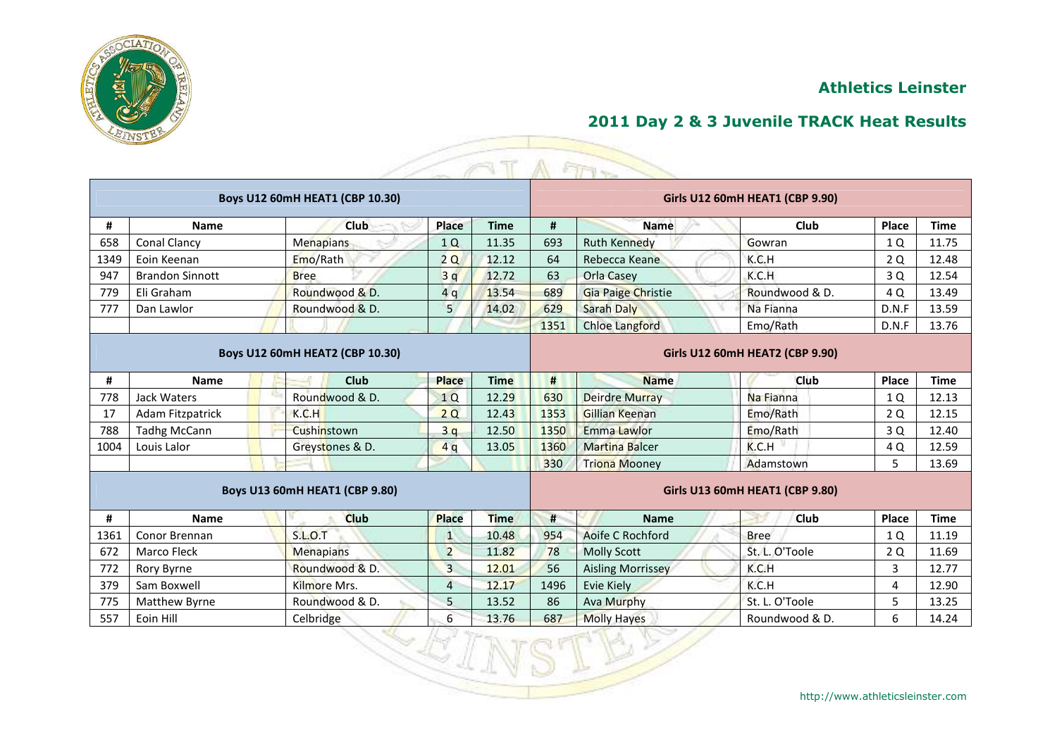# Athletics Leinster

## 2011 Day 2 & 3 Juvenile TRACK Heat Results

| Boys U12 60mH HEAT1 (CBP 10.30) | | | | | Girls U12 60mH HEAT1 (CBP 9.90) | | | | |
|---|---|---|---|---|---|---|---|---|---|
| # | Name | Club | Place | Time | # | Name | Club | Place | Time |
| 658 | Conal Clancy | Menapians | 1 Q | 11.35 | 693 | Ruth Kennedy | Gowran | 1 Q | 11.75 |
| 1349 | Eoin Keenan | Emo/Rath | 2 Q | 12.12 | 64 | Rebecca Keane | K.C.H | 2 Q | 12.48 |
| 947 | Brandon Sinnott | Bree | 3 q | 12.72 | 63 | Orla Casey | K.C.H | 3 Q | 12.54 |
| 779 | Eli Graham | Roundwood & D. | 4 q | 13.54 | 689 | Gia Paige Christie | Roundwood & D. | 4 Q | 13.49 |
| 777 | Dan Lawlor | Roundwood & D. | 5 | 14.02 | 629 | Sarah Daly | Na Fianna | D.N.F | 13.59 |
| | | | | | 1351 | Chloe Langford | Emo/Rath | D.N.F | 13.76 |
| **Boys U12 60mH HEAT2 (CBP 10.30)** | | | | | **Girls U12 60mH HEAT2 (CBP 9.90)** | | | | |
| # | Name | Club | Place | Time | # | Name | Club | Place | Time |
| 778 | Jack Waters | Roundwood & D. | 1 Q | 12.29 | 630 | Deirdre Murray | Na Fianna | 1 Q | 12.13 |
| 17 | Adam Fitzpatrick | K.C.H | 2 Q | 12.43 | 1353 | Gillian Keenan | Emo/Rath | 2 Q | 12.15 |
| 788 | Tadhg McCann | Cushinstown | 3 q | 12.50 | 1350 | Emma Lawlor | Emo/Rath | 3 Q | 12.40 |
| 1004 | Louis Lalor | Greystones & D. | 4 q | 13.05 | 1360 | Martina Balcer | K.C.H | 4 Q | 12.59 |
| | | | | | 330 | Triona Mooney | Adamstown | 5 | 13.69 |
| **Boys U13 60mH HEAT1 (CBP 9.80)** | | | | | **Girls U13 60mH HEAT1 (CBP 9.80)** | | | | |
| # | Name | Club | Place | Time | # | Name | Club | Place | Time |
| 1361 | Conor Brennan | S.L.O.T | 1 | 10.48 | 954 | Aoife C Rochford | Bree | 1 Q | 11.19 |
| 672 | Marco Fleck | Menapians | 2 | 11.82 | 78 | Molly Scott | St. L. O'Toole | 2 Q | 11.69 |
| 772 | Rory Byrne | Roundwood & D. | 3 | 12.01 | 56 | Aisling Morrissey | K.C.H | 3 | 12.77 |
| 379 | Sam Boxwell | Kilmore Mrs. | 4 | 12.17 | 1496 | Evie Kiely | K.C.H | 4 | 12.90 |
| 775 | Matthew Byrne | Roundwood & D. | 5 | 13.52 | 86 | Ava Murphy | St. L. O'Toole | 5 | 13.25 |
| 557 | Eoin Hill | Celbridge | 6 | 13.76 | 687 | Molly Hayes | Roundwood & D. | 6 | 14.24 |

http://www.athleticsleinster.com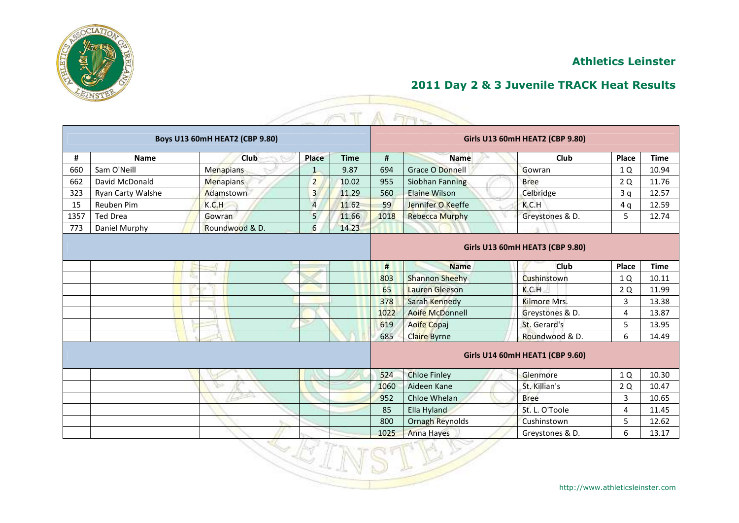# Athletics Leinster

## 2011 Day 2 & 3 Juvenile TRACK Heat Results

### Boys U13 60mH HEAT2 (CBP 9.80)

| # | Name | Club | Place | Time |
|---|---|---|---|---|
| 660 | Sam O'Neill | Menapians | 1 | 9.87 |
| 662 | David McDonald | Menapians | 2 | 10.02 |
| 323 | Ryan Carty Walshe | Adamstown | 3 | 11.29 |
| 15 | Reuben Pim | K.C.H | 4 | 11.62 |
| 1357 | Ted Drea | Gowran | 5 | 11.66 |
| 773 | Daniel Murphy | Roundwood & D. | 6 | 14.23 |

### Girls U13 60mH HEAT2 (CBP 9.80)

| # | Name | Club | Place | Time |
|---|---|---|---|---|
| 694 | Grace O Donnell | Gowran | 1 Q | 10.94 |
| 955 | Siobhan Fanning | Bree | 2 Q | 11.76 |
| 560 | Elaine Wilson | Celbridge | 3 q | 12.57 |
| 59 | Jennifer O Keeffe | K.C.H | 4 q | 12.59 |
| 1018 | Rebecca Murphy | Greystones & D. | 5 | 12.74 |

### Girls U13 60mH HEAT3 (CBP 9.80)

| # | Name | Club | Place | Time |
|---|---|---|---|---|
| 803 | Shannon Sheehy | Cushinstown | 1 Q | 10.11 |
| 65 | Lauren Gleeson | K.C.H | 2 Q | 11.99 |
| 378 | Sarah Kennedy | Kilmore Mrs. | 3 | 13.38 |
| 1022 | Aoife McDonnell | Greystones & D. | 4 | 13.87 |
| 619 | Aoife Copaj | St. Gerard's | 5 | 13.95 |
| 685 | Claire Byrne | Roundwood & D. | 6 | 14.49 |

### Girls U14 60mH HEAT1 (CBP 9.60)

| # | Name | Club | Place | Time |
|---|---|---|---|---|
| 524 | Chloe Finley | Glenmore | 1 Q | 10.30 |
| 1060 | Aideen Kane | St. Killian's | 2 Q | 10.47 |
| 952 | Chloe Whelan | Bree | 3 | 10.65 |
| 85 | Ella Hyland | St. L. O'Toole | 4 | 11.45 |
| 800 | Ornagh Reynolds | Cushinstown | 5 | 12.62 |
| 1025 | Anna Hayes | Greystones & D. | 6 | 13.17 |

http://www.athleticsleinster.com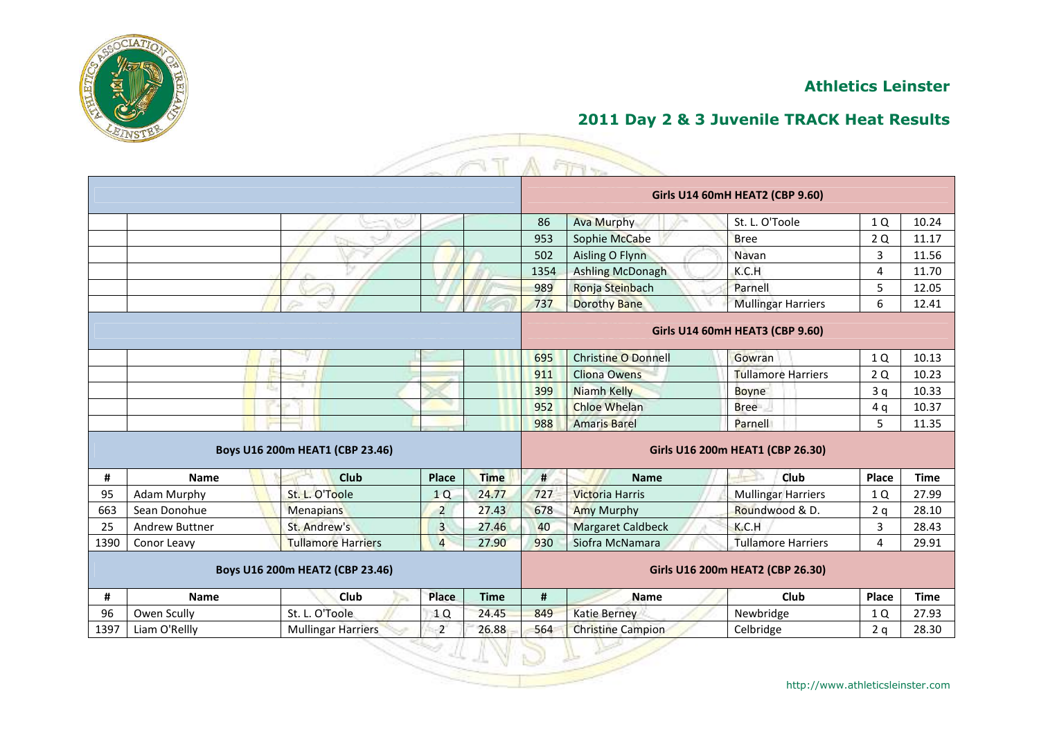## Athletics Leinster

## 2011 Day 2 & 3 Juvenile TRACK Heat Results

### Girls U14 60mH HEAT2 (CBP 9.60)

| # | Name | Club | Place | Time |
|---|---|---|---|---|
| 86 | Ava Murphy | St. L. O'Toole | 1 Q | 10.24 |
| 953 | Sophie McCabe | Bree | 2 Q | 11.17 |
| 502 | Aisling O Flynn | Navan | 3 | 11.56 |
| 1354 | Ashling McDonagh | K.C.H | 4 | 11.70 |
| 989 | Ronja Steinbach | Parnell | 5 | 12.05 |
| 737 | Dorothy Bane | Mullingar Harriers | 6 | 12.41 |

### Girls U14 60mH HEAT3 (CBP 9.60)

| # | Name | Club | Place | Time |
|---|---|---|---|---|
| 695 | Christine O Donnell | Gowran | 1 Q | 10.13 |
| 911 | Cliona Owens | Tullamore Harriers | 2 Q | 10.23 |
| 399 | Niamh Kelly | Boyne | 3 q | 10.33 |
| 952 | Chloe Whelan | Bree | 4 q | 10.37 |
| 988 | Amaris Barel | Parnell | 5 | 11.35 |

### Boys U16 200m HEAT1 (CBP 23.46)

| # | Name | Club | Place | Time |
|---|---|---|---|---|
| 95 | Adam Murphy | St. L. O'Toole | 1 Q | 24.77 |
| 663 | Sean Donohue | Menapians | 2 | 27.43 |
| 25 | Andrew Buttner | St. Andrew's | 3 | 27.46 |
| 1390 | Conor Leavy | Tullamore Harriers | 4 | 27.90 |

### Girls U16 200m HEAT1 (CBP 26.30)

| # | Name | Club | Place | Time |
|---|---|---|---|---|
| 727 | Victoria Harris | Mullingar Harriers | 1 Q | 27.99 |
| 678 | Amy Murphy | Roundwood & D. | 2 q | 28.10 |
| 40 | Margaret Caldbeck | K.C.H | 3 | 28.43 |
| 930 | Siofra McNamara | Tullamore Harriers | 4 | 29.91 |

### Boys U16 200m HEAT2 (CBP 23.46)

| # | Name | Club | Place | Time |
|---|---|---|---|---|
| 96 | Owen Scully | St. L. O'Toole | 1 Q | 24.45 |
| 1397 | Liam O'Rellly | Mullingar Harriers | 2 | 26.88 |

### Girls U16 200m HEAT2 (CBP 26.30)

| # | Name | Club | Place | Time |
|---|---|---|---|---|
| 849 | Katie Berney | Newbridge | 1 Q | 27.93 |
| 564 | Christine Campion | Celbridge | 2 q | 28.30 |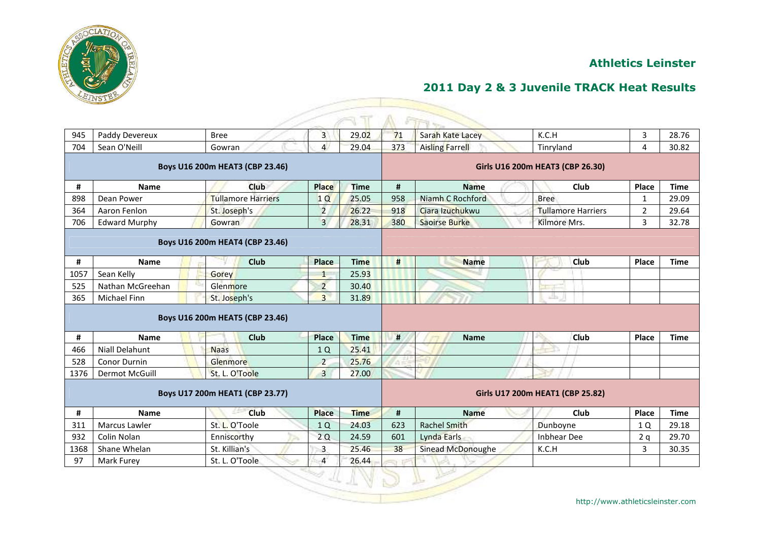## Athletics Leinster

## 2011 Day 2 & 3 Juvenile TRACK Heat Results

| # | Name | Club | Place | Time | # | Name | Club | Place | Time |
|---|---|---|---|---|---|---|---|---|---|
| 945 | Paddy Devereux | Bree | 3 | 29.02 | 71 | Sarah Kate Lacey | K.C.H | 3 | 28.76 |
| 704 | Sean O'Neill | Gowran | 4 | 29.04 | 373 | Aisling Farrell | Tinryland | 4 | 30.82 |
| **Boys U16 200m HEAT3 (CBP 23.46)** | | | | | **Girls U16 200m HEAT3 (CBP 26.30)** | | | | |
| **#** | **Name** | **Club** | **Place** | **Time** | **#** | **Name** | **Club** | **Place** | **Time** |
| 898 | Dean Power | Tullamore Harriers | 1 Q | 25.05 | 958 | Niamh C Rochford | Bree | 1 | 29.09 |
| 364 | Aaron Fenlon | St. Joseph's | 2 | 26.22 | 918 | Ciara Izuchukwu | Tullamore Harriers | 2 | 29.64 |
| 706 | Edward Murphy | Gowran | 3 | 28.31 | 380 | Saoirse Burke | Kilmore Mrs. | 3 | 32.78 |
| **Boys U16 200m HEAT4 (CBP 23.46)** | | | | | | | | | |
| **#** | **Name** | **Club** | **Place** | **Time** | **#** | **Name** | **Club** | **Place** | **Time** |
| 1057 | Sean Kelly | Gorey | 1 | 25.93 | | | | | |
| 525 | Nathan McGreehan | Glenmore | 2 | 30.40 | | | | | |
| 365 | Michael Finn | St. Joseph's | 3 | 31.89 | | | | | |
| **Boys U16 200m HEAT5 (CBP 23.46)** | | | | | | | | | |
| **#** | **Name** | **Club** | **Place** | **Time** | **#** | **Name** | **Club** | **Place** | **Time** |
| 466 | Niall Delahunt | Naas | 1 Q | 25.41 | | | | | |
| 528 | Conor Durnin | Glenmore | 2 | 25.76 | | | | | |
| 1376 | Dermot McGuill | St. L. O'Toole | 3 | 27.00 | | | | | |
| **Boys U17 200m HEAT1 (CBP 23.77)** | | | | | **Girls U17 200m HEAT1 (CBP 25.82)** | | | | |
| **#** | **Name** | **Club** | **Place** | **Time** | **#** | **Name** | **Club** | **Place** | **Time** |
| 311 | Marcus Lawler | St. L. O'Toole | 1 Q | 24.03 | 623 | Rachel Smith | Dunboyne | 1 Q | 29.18 |
| 932 | Colin Nolan | Enniscorthy | 2 Q | 24.59 | 601 | Lynda Earls | Inbhear Dee | 2 q | 29.70 |
| 1368 | Shane Whelan | St. Killian's | 3 | 25.46 | 38 | Sinead McDonoughe | K.C.H | 3 | 30.35 |
| 97 | Mark Furey | St. L. O'Toole | 4 | 26.44 | | | | | |

http://www.athleticsleinster.com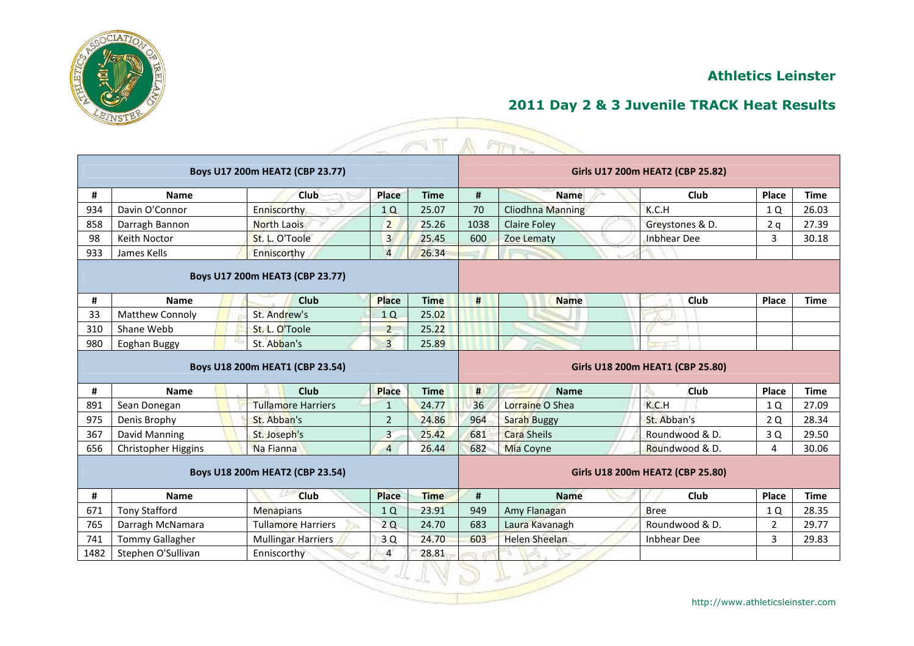## Athletics Leinster

## 2011 Day 2 & 3 Juvenile TRACK Heat Results

| Boys U17 200m HEAT2 (CBP 23.77) | | | | | Girls U17 200m HEAT2 (CBP 25.82) | | | | |
|---|---|---|---|---|---|---|---|---|---|
| # | Name | Club | Place | Time | # | Name | Club | Place | Time |
| 934 | Davin O'Connor | Enniscorthy | 1 Q | 25.07 | 70 | Cliodhna Manning | K.C.H | 1 Q | 26.03 |
| 858 | Darragh Bannon | North Laois | 2 | 25.26 | 1038 | Claire Foley | Greystones & D. | 2 q | 27.39 |
| 98 | Keith Noctor | St. L. O'Toole | 3 | 25.45 | 600 | Zoe Lematy | Inbhear Dee | 3 | 30.18 |
| 933 | James Kells | Enniscorthy | 4 | 26.34 | | | | | |
| **Boys U17 200m HEAT3 (CBP 23.77)** | | | | | | | | | |
| # | Name | Club | Place | Time | # | Name | Club | Place | Time |
| 33 | Matthew Connoly | St. Andrew's | 1 Q | 25.02 | | | | | |
| 310 | Shane Webb | St. L. O'Toole | 2 | 25.22 | | | | | |
| 980 | Eoghan Buggy | St. Abban's | 3 | 25.89 | | | | | |
| **Boys U18 200m HEAT1 (CBP 23.54)** | | | | | **Girls U18 200m HEAT1 (CBP 25.80)** | | | | |
| # | Name | Club | Place | Time | # | Name | Club | Place | Time |
| 891 | Sean Donegan | Tullamore Harriers | 1 | 24.77 | 36 | Lorraine O Shea | K.C.H | 1 Q | 27.09 |
| 975 | Denis Brophy | St. Abban's | 2 | 24.86 | 964 | Sarah Buggy | St. Abban's | 2 Q | 28.34 |
| 367 | David Manning | St. Joseph's | 3 | 25.42 | 681 | Cara Sheils | Roundwood & D. | 3 Q | 29.50 |
| 656 | Christopher Higgins | Na Fianna | 4 | 26.44 | 682 | Mia Coyne | Roundwood & D. | 4 | 30.06 |
| **Boys U18 200m HEAT2 (CBP 23.54)** | | | | | **Girls U18 200m HEAT2 (CBP 25.80)** | | | | |
| # | Name | Club | Place | Time | # | Name | Club | Place | Time |
| 671 | Tony Stafford | Menapians | 1 Q | 23.91 | 949 | Amy Flanagan | Bree | 1 Q | 28.35 |
| 765 | Darragh McNamara | Tullamore Harriers | 2 Q | 24.70 | 683 | Laura Kavanagh | Roundwood & D. | 2 | 29.77 |
| 741 | Tommy Gallagher | Mullingar Harriers | 3 Q | 24.70 | 603 | Helen Sheelan | Inbhear Dee | 3 | 29.83 |
| 1482 | Stephen O'Sullivan | Enniscorthy | 4 | 28.81 | | | | | |

http://www.athleticsleinster.com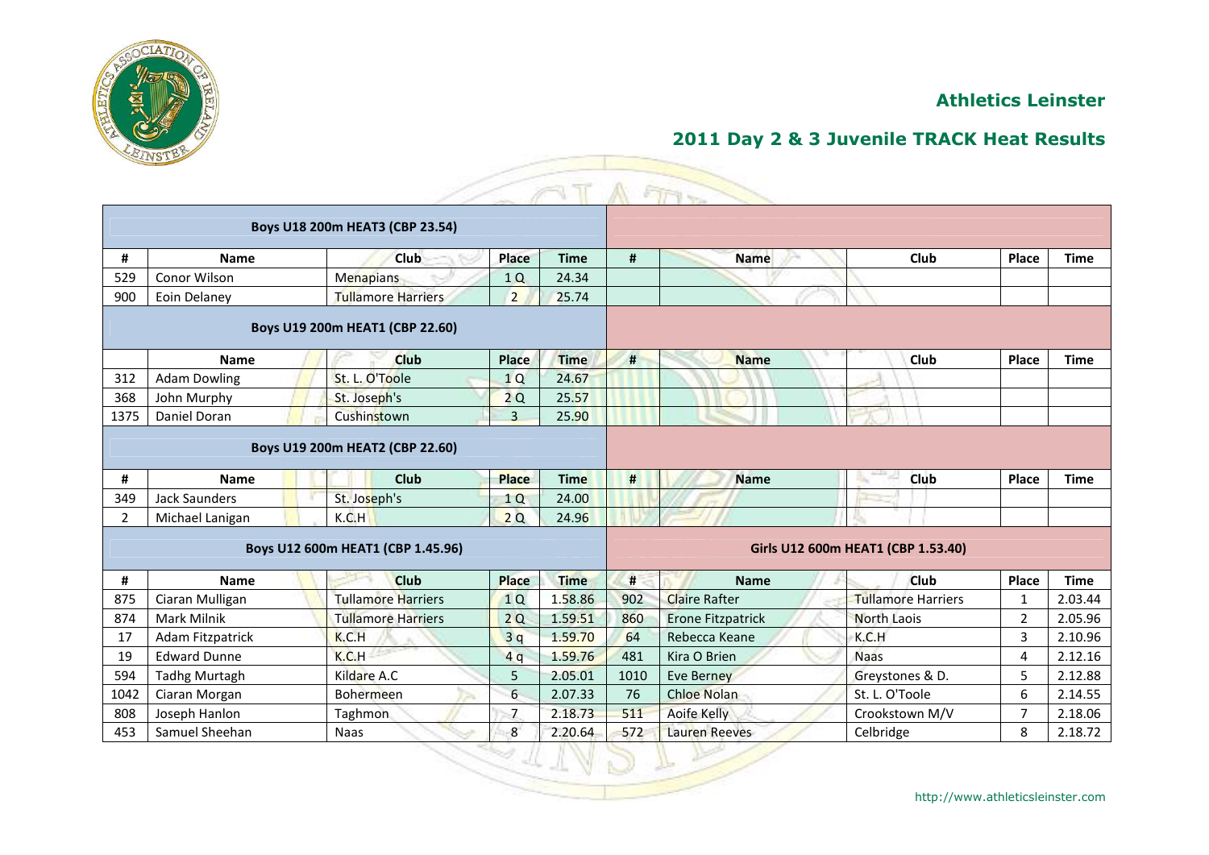## Athletics Leinster

## 2011 Day 2 & 3 Juvenile TRACK Heat Results

| Boys U18 200m HEAT3 (CBP 23.54) | | | | |
|---|---|---|---|---|
| # | Name | Club | Place | Time |
| 529 | Conor Wilson | Menapians | 1 Q | 24.34 |
| 900 | Eoin Delaney | Tullamore Harriers | 2 | 25.74 |

| Boys U19 200m HEAT1 (CBP 22.60) | | | | |
|---|---|---|---|---|
| | Name | Club | Place | Time |
| 312 | Adam Dowling | St. L. O'Toole | 1 Q | 24.67 |
| 368 | John Murphy | St. Joseph's | 2 Q | 25.57 |
| 1375 | Daniel Doran | Cushinstown | 3 | 25.90 |

| Boys U19 200m HEAT2 (CBP 22.60) | | | | |
|---|---|---|---|---|
| # | Name | Club | Place | Time |
| 349 | Jack Saunders | St. Joseph's | 1 Q | 24.00 |
| 2 | Michael Lanigan | K.C.H | 2 Q | 24.96 |

| Boys U12 600m HEAT1 (CBP 1.45.96) | | | | |
|---|---|---|---|---|
| # | Name | Club | Place | Time |
| 875 | Ciaran Mulligan | Tullamore Harriers | 1 Q | 1.58.86 |
| 874 | Mark Milnik | Tullamore Harriers | 2 Q | 1.59.51 |
| 17 | Adam Fitzpatrick | K.C.H | 3 q | 1.59.70 |
| 19 | Edward Dunne | K.C.H | 4 q | 1.59.76 |
| 594 | Tadhg Murtagh | Kildare A.C | 5 | 2.05.01 |
| 1042 | Ciaran Morgan | Bohermeen | 6 | 2.07.33 |
| 808 | Joseph Hanlon | Taghmon | 7 | 2.18.73 |
| 453 | Samuel Sheehan | Naas | 8 | 2.20.64 |

| Girls U12 600m HEAT1 (CBP 1.53.40) | | | | |
|---|---|---|---|---|
| # | Name | Club | Place | Time |
| 902 | Claire Rafter | Tullamore Harriers | 1 | 2.03.44 |
| 860 | Erone Fitzpatrick | North Laois | 2 | 2.05.96 |
| 64 | Rebecca Keane | K.C.H | 3 | 2.10.96 |
| 481 | Kira O Brien | Naas | 4 | 2.12.16 |
| 1010 | Eve Berney | Greystones & D. | 5 | 2.12.88 |
| 76 | Chloe Nolan | St. L. O'Toole | 6 | 2.14.55 |
| 511 | Aoife Kelly | Crookstown M/V | 7 | 2.18.06 |
| 572 | Lauren Reeves | Celbridge | 8 | 2.18.72 |

http://www.athleticsleinster.com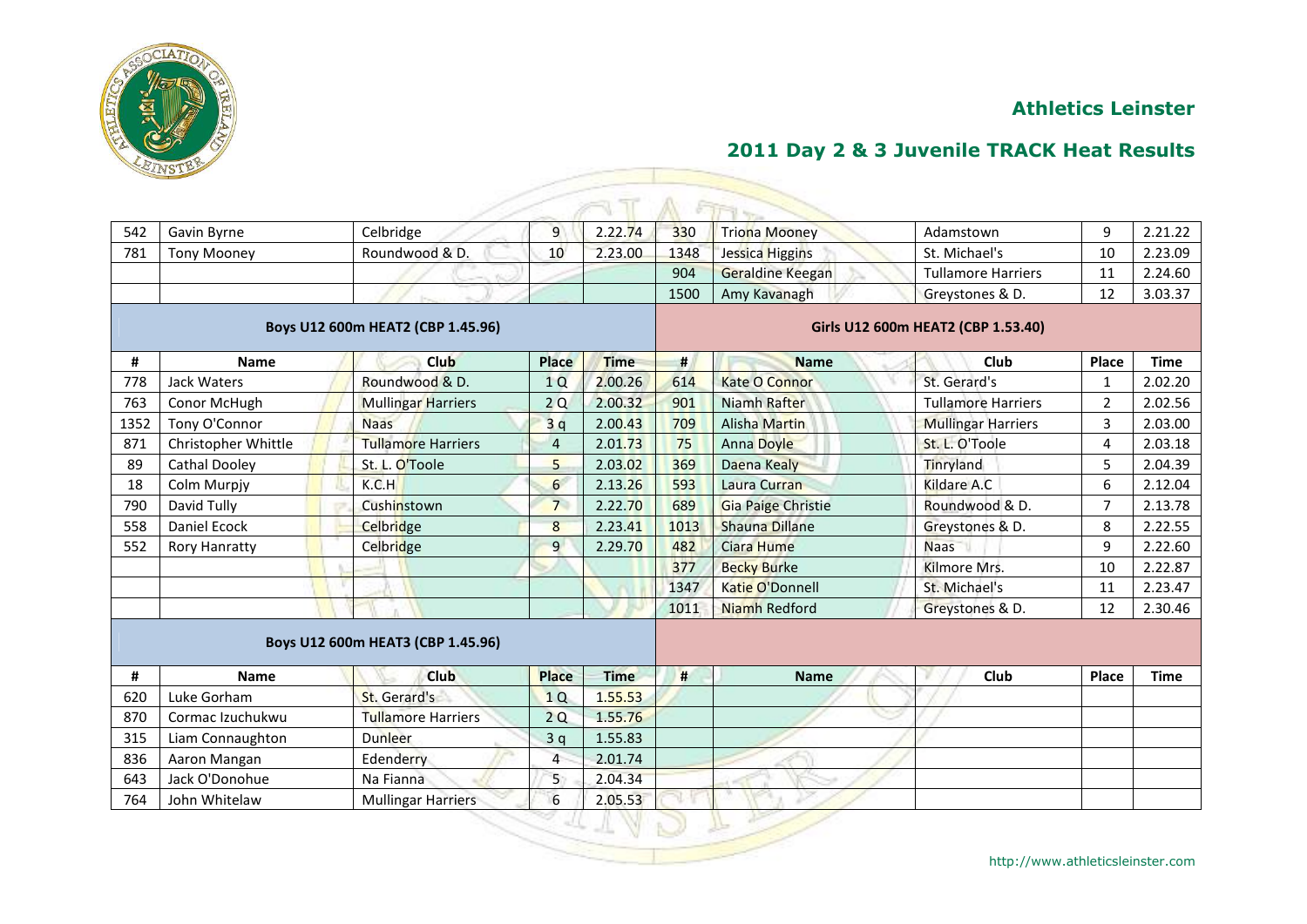## Athletics Leinster

## 2011 Day 2 & 3 Juvenile TRACK Heat Results

| # | Name | Club | Place | Time | # | Name | Club | Place | Time |
|---|---|---|---|---|---|---|---|---|---|
| 542 | Gavin Byrne | Celbridge | 9 | 2.22.74 | 330 | Triona Mooney | Adamstown | 9 | 2.21.22 |
| 781 | Tony Mooney | Roundwood & D. | 10 | 2.23.00 | 1348 | Jessica Higgins | St. Michael's | 10 | 2.23.09 |
| | | | | | 904 | Geraldine Keegan | Tullamore Harriers | 11 | 2.24.60 |
| | | | | | 1500 | Amy Kavanagh | Greystones & D. | 12 | 3.03.37 |

| Boys U12 600m HEAT2 (CBP 1.45.96) | | | | | Girls U12 600m HEAT2 (CBP 1.53.40) | | | | |
|---|---|---|---|---|---|---|---|---|---|
| # | Name | Club | Place | Time | # | Name | Club | Place | Time |
| 778 | Jack Waters | Roundwood & D. | 1 Q | 2.00.26 | 614 | Kate O Connor | St. Gerard's | 1 | 2.02.20 |
| 763 | Conor McHugh | Mullingar Harriers | 2 Q | 2.00.32 | 901 | Niamh Rafter | Tullamore Harriers | 2 | 2.02.56 |
| 1352 | Tony O'Connor | Naas | 3 q | 2.00.43 | 709 | Alisha Martin | Mullingar Harriers | 3 | 2.03.00 |
| 871 | Christopher Whittle | Tullamore Harriers | 4 | 2.01.73 | 75 | Anna Doyle | St. L. O'Toole | 4 | 2.03.18 |
| 89 | Cathal Dooley | St. L. O'Toole | 5 | 2.03.02 | 369 | Daena Kealy | Tinryland | 5 | 2.04.39 |
| 18 | Colm Murpjy | K.C.H | 6 | 2.13.26 | 593 | Laura Curran | Kildare A.C | 6 | 2.12.04 |
| 790 | David Tully | Cushinstown | 7 | 2.22.70 | 689 | Gia Paige Christie | Roundwood & D. | 7 | 2.13.78 |
| 558 | Daniel Ecock | Celbridge | 8 | 2.23.41 | 1013 | Shauna Dillane | Greystones & D. | 8 | 2.22.55 |
| 552 | Rory Hanratty | Celbridge | 9 | 2.29.70 | 482 | Ciara Hume | Naas | 9 | 2.22.60 |
| | | | | | 377 | Becky Burke | Kilmore Mrs. | 10 | 2.22.87 |
| | | | | | 1347 | Katie O'Donnell | St. Michael's | 11 | 2.23.47 |
| | | | | | 1011 | Niamh Redford | Greystones & D. | 12 | 2.30.46 |

| Boys U12 600m HEAT3 (CBP 1.45.96) | | | | | | | | | |
|---|---|---|---|---|---|---|---|---|---|
| # | Name | Club | Place | Time | # | Name | Club | Place | Time |
| 620 | Luke Gorham | St. Gerard's | 1 Q | 1.55.53 | | | | | |
| 870 | Cormac Izuchukwu | Tullamore Harriers | 2 Q | 1.55.76 | | | | | |
| 315 | Liam Connaughton | Dunleer | 3 q | 1.55.83 | | | | | |
| 836 | Aaron Mangan | Edenderry | 4 | 2.01.74 | | | | | |
| 643 | Jack O'Donohue | Na Fianna | 5 | 2.04.34 | | | | | |
| 764 | John Whitelaw | Mullingar Harriers | 6 | 2.05.53 | | | | | |

http://www.athleticsleinster.com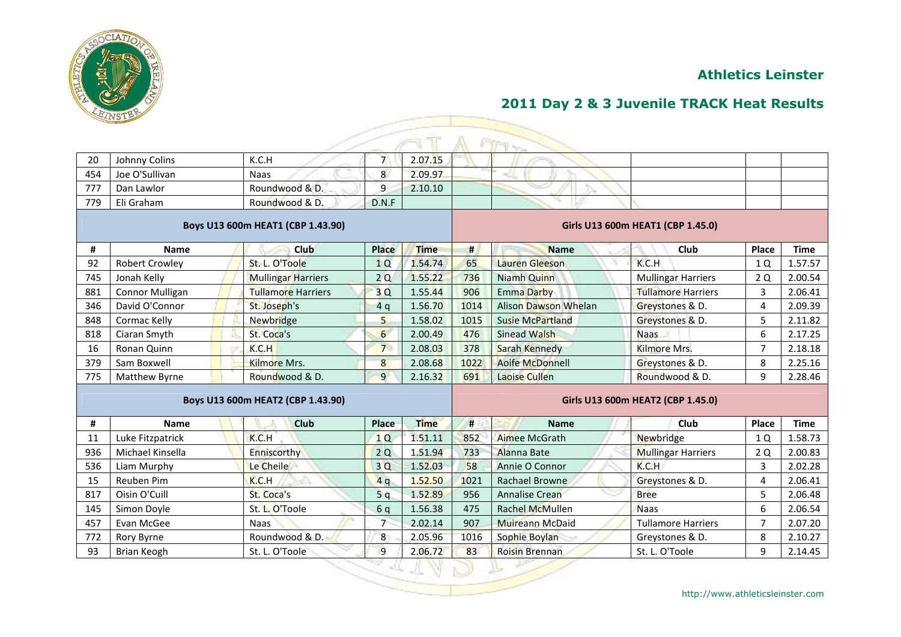## Athletics Leinster

## 2011 Day 2 & 3 Juvenile TRACK Heat Results

| # | Name | Club | Place | Time | # | Name | Club | Place | Time |
|---|---|---|---|---|---|---|---|---|---|
| 20 | Johnny Colins | K.C.H | 7 | 2.07.15 | | | | | |
| 454 | Joe O'Sullivan | Naas | 8 | 2.09.97 | | | | | |
| 777 | Dan Lawlor | Roundwood & D. | 9 | 2.10.10 | | | | | |
| 779 | Eli Graham | Roundwood & D. | D.N.F | | | | | | |

| Boys U13 600m HEAT1 (CBP 1.43.90) | | | | | Girls U13 600m HEAT1 (CBP 1.45.0) | | | | |
|---|---|---|---|---|---|---|---|---|---|
| # | Name | Club | Place | Time | # | Name | Club | Place | Time |
| 92 | Robert Crowley | St. L. O'Toole | 1 Q | 1.54.74 | 65 | Lauren Gleeson | K.C.H | 1 Q | 1.57.57 |
| 745 | Jonah Kelly | Mullingar Harriers | 2 Q | 1.55.22 | 736 | Niamh Quinn | Mullingar Harriers | 2 Q | 2.00.54 |
| 881 | Connor Mulligan | Tullamore Harriers | 3 Q | 1.55.44 | 906 | Emma Darby | Tullamore Harriers | 3 | 2.06.41 |
| 346 | David O'Connor | St. Joseph's | 4 q | 1.56.70 | 1014 | Alison Dawson Whelan | Greystones & D. | 4 | 2.09.39 |
| 848 | Cormac Kelly | Newbridge | 5 | 1.58.02 | 1015 | Susie McPartland | Greystones & D. | 5 | 2.11.82 |
| 818 | Ciaran Smyth | St. Coca's | 6 | 2.00.49 | 476 | Sinead Walsh | Naas | 6 | 2.17.25 |
| 16 | Ronan Quinn | K.C.H | 7 | 2.08.03 | 378 | Sarah Kennedy | Kilmore Mrs. | 7 | 2.18.18 |
| 379 | Sam Boxwell | Kilmore Mrs. | 8 | 2.08.68 | 1022 | Aoife McDonnell | Greystones & D. | 8 | 2.25.16 |
| 775 | Matthew Byrne | Roundwood & D. | 9 | 2.16.32 | 691 | Laoise Cullen | Roundwood & D. | 9 | 2.28.46 |

| Boys U13 600m HEAT2 (CBP 1.43.90) | | | | | Girls U13 600m HEAT2 (CBP 1.45.0) | | | | |
|---|---|---|---|---|---|---|---|---|---|
| # | Name | Club | Place | Time | # | Name | Club | Place | Time |
| 11 | Luke Fitzpatrick | K.C.H | 1 Q | 1.51.11 | 852 | Aimee McGrath | Newbridge | 1 Q | 1.58.73 |
| 936 | Michael Kinsella | Enniscorthy | 2 Q | 1.51.94 | 733 | Alanna Bate | Mullingar Harriers | 2 Q | 2.00.83 |
| 536 | Liam Murphy | Le Cheile | 3 Q | 1.52.03 | 58 | Annie O Connor | K.C.H | 3 | 2.02.28 |
| 15 | Reuben Pim | K.C.H | 4 q | 1.52.50 | 1021 | Rachael Browne | Greystones & D. | 4 | 2.06.41 |
| 817 | Oisin O'Cuill | St. Coca's | 5 q | 1.52.89 | 956 | Annalise Crean | Bree | 5 | 2.06.48 |
| 145 | Simon Doyle | St. L. O'Toole | 6 q | 1.56.38 | 475 | Rachel McMullen | Naas | 6 | 2.06.54 |
| 457 | Evan McGee | Naas | 7 | 2.02.14 | 907 | Muireann McDaid | Tullamore Harriers | 7 | 2.07.20 |
| 772 | Rory Byrne | Roundwood & D. | 8 | 2.05.96 | 1016 | Sophie Boylan | Greystones & D. | 8 | 2.10.27 |
| 93 | Brian Keogh | St. L. O'Toole | 9 | 2.06.72 | 83 | Roisin Brennan | St. L. O'Toole | 9 | 2.14.45 |

http://www.athleticsleinster.com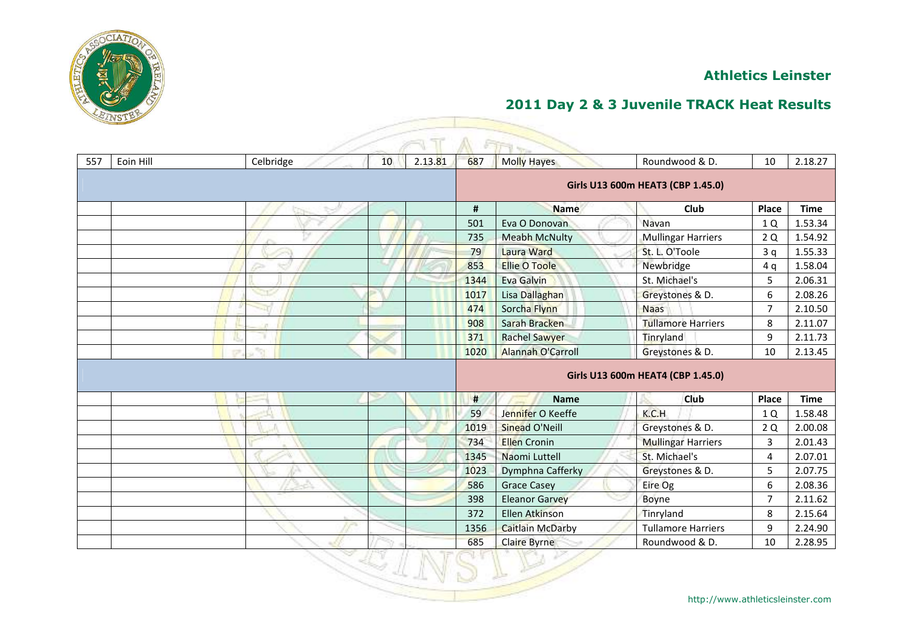## Athletics Leinster

## 2011 Day 2 & 3 Juvenile TRACK Heat Results

| | | | | | | | | | |
|---|---|---|---|---|---|---|---|---|---|
| 557 | Eoin Hill | Celbridge | 10 | 2.13.81 | 687 | Molly Hayes | Roundwood & D. | 10 | 2.18.27 |
| | | | | | **Girls U13 600m HEAT3 (CBP 1.45.0)** | | | | |
| | | | | | **#** | **Name** | **Club** | **Place** | **Time** |
| | | | | | 501 | Eva O Donovan | Navan | 1 Q | 1.53.34 |
| | | | | | 735 | Meabh McNulty | Mullingar Harriers | 2 Q | 1.54.92 |
| | | | | | 79 | Laura Ward | St. L. O'Toole | 3 q | 1.55.33 |
| | | | | | 853 | Ellie O Toole | Newbridge | 4 q | 1.58.04 |
| | | | | | 1344 | Eva Galvin | St. Michael's | 5 | 2.06.31 |
| | | | | | 1017 | Lisa Dallaghan | Greystones & D. | 6 | 2.08.26 |
| | | | | | 474 | Sorcha Flynn | Naas | 7 | 2.10.50 |
| | | | | | 908 | Sarah Bracken | Tullamore Harriers | 8 | 2.11.07 |
| | | | | | 371 | Rachel Sawyer | Tinryland | 9 | 2.11.73 |
| | | | | | 1020 | Alannah O'Carroll | Greystones & D. | 10 | 2.13.45 |
| | | | | | **Girls U13 600m HEAT4 (CBP 1.45.0)** | | | | |
| | | | | | **#** | **Name** | **Club** | **Place** | **Time** |
| | | | | | 59 | Jennifer O Keeffe | K.C.H | 1 Q | 1.58.48 |
| | | | | | 1019 | Sinead O'Neill | Greystones & D. | 2 Q | 2.00.08 |
| | | | | | 734 | Ellen Cronin | Mullingar Harriers | 3 | 2.01.43 |
| | | | | | 1345 | Naomi Luttell | St. Michael's | 4 | 2.07.01 |
| | | | | | 1023 | Dymphna Cafferky | Greystones & D. | 5 | 2.07.75 |
| | | | | | 586 | Grace Casey | Eire Og | 6 | 2.08.36 |
| | | | | | 398 | Eleanor Garvey | Boyne | 7 | 2.11.62 |
| | | | | | 372 | Ellen Atkinson | Tinryland | 8 | 2.15.64 |
| | | | | | 1356 | Caitlain McDarby | Tullamore Harriers | 9 | 2.24.90 |
| | | | | | 685 | Claire Byrne | Roundwood & D. | 10 | 2.28.95 |

http://www.athleticsleinster.com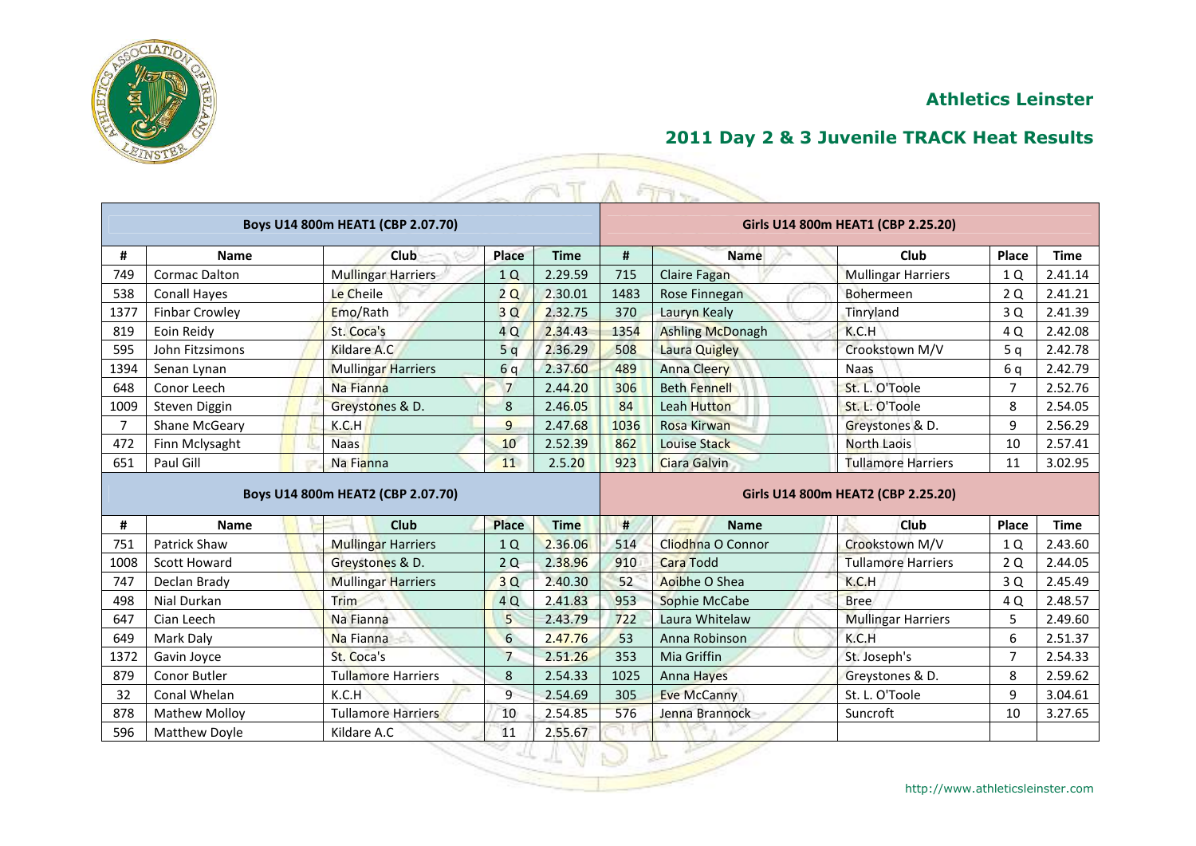## Athletics Leinster

## 2011 Day 2 & 3 Juvenile TRACK Heat Results

| Boys U14 800m HEAT1 (CBP 2.07.70) | | | | | Girls U14 800m HEAT1 (CBP 2.25.20) | | | | |
|---|---|---|---|---|---|---|---|---|---|
| # | Name | Club | Place | Time | # | Name | Club | Place | Time |
| 749 | Cormac Dalton | Mullingar Harriers | 1 Q | 2.29.59 | 715 | Claire Fagan | Mullingar Harriers | 1 Q | 2.41.14 |
| 538 | Conall Hayes | Le Cheile | 2 Q | 2.30.01 | 1483 | Rose Finnegan | Bohermeen | 2 Q | 2.41.21 |
| 1377 | Finbar Crowley | Emo/Rath | 3 Q | 2.32.75 | 370 | Lauryn Kealy | Tinryland | 3 Q | 2.41.39 |
| 819 | Eoin Reidy | St. Coca's | 4 Q | 2.34.43 | 1354 | Ashling McDonagh | K.C.H | 4 Q | 2.42.08 |
| 595 | John Fitzsimons | Kildare A.C | 5 q | 2.36.29 | 508 | Laura Quigley | Crookstown M/V | 5 q | 2.42.78 |
| 1394 | Senan Lynan | Mullingar Harriers | 6 q | 2.37.60 | 489 | Anna Cleery | Naas | 6 q | 2.42.79 |
| 648 | Conor Leech | Na Fianna | 7 | 2.44.20 | 306 | Beth Fennell | St. L. O'Toole | 7 | 2.52.76 |
| 1009 | Steven Diggin | Greystones & D. | 8 | 2.46.05 | 84 | Leah Hutton | St. L. O'Toole | 8 | 2.54.05 |
| 7 | Shane McGeary | K.C.H | 9 | 2.47.68 | 1036 | Rosa Kirwan | Greystones & D. | 9 | 2.56.29 |
| 472 | Finn Mclysaght | Naas | 10 | 2.52.39 | 862 | Louise Stack | North Laois | 10 | 2.57.41 |
| 651 | Paul Gill | Na Fianna | 11 | 2.5.20 | 923 | Ciara Galvin | Tullamore Harriers | 11 | 3.02.95 |

| Boys U14 800m HEAT2 (CBP 2.07.70) | | | | | Girls U14 800m HEAT2 (CBP 2.25.20) | | | | |
|---|---|---|---|---|---|---|---|---|---|
| # | Name | Club | Place | Time | # | Name | Club | Place | Time |
| 751 | Patrick Shaw | Mullingar Harriers | 1 Q | 2.36.06 | 514 | Cliodhna O Connor | Crookstown M/V | 1 Q | 2.43.60 |
| 1008 | Scott Howard | Greystones & D. | 2 Q | 2.38.96 | 910 | Cara Todd | Tullamore Harriers | 2 Q | 2.44.05 |
| 747 | Declan Brady | Mullingar Harriers | 3 Q | 2.40.30 | 52 | Aoibhe O Shea | K.C.H | 3 Q | 2.45.49 |
| 498 | Nial Durkan | Trim | 4 Q | 2.41.83 | 953 | Sophie McCabe | Bree | 4 Q | 2.48.57 |
| 647 | Cian Leech | Na Fianna | 5 | 2.43.79 | 722 | Laura Whitelaw | Mullingar Harriers | 5 | 2.49.60 |
| 649 | Mark Daly | Na Fianna | 6 | 2.47.76 | 53 | Anna Robinson | K.C.H | 6 | 2.51.37 |
| 1372 | Gavin Joyce | St. Coca's | 7 | 2.51.26 | 353 | Mia Griffin | St. Joseph's | 7 | 2.54.33 |
| 879 | Conor Butler | Tullamore Harriers | 8 | 2.54.33 | 1025 | Anna Hayes | Greystones & D. | 8 | 2.59.62 |
| 32 | Conal Whelan | K.C.H | 9 | 2.54.69 | 305 | Eve McCanny | St. L. O'Toole | 9 | 3.04.61 |
| 878 | Mathew Molloy | Tullamore Harriers | 10 | 2.54.85 | 576 | Jenna Brannock | Suncroft | 10 | 3.27.65 |
| 596 | Matthew Doyle | Kildare A.C | 11 | 2.55.67 | | | | | |

http://www.athleticsleinster.com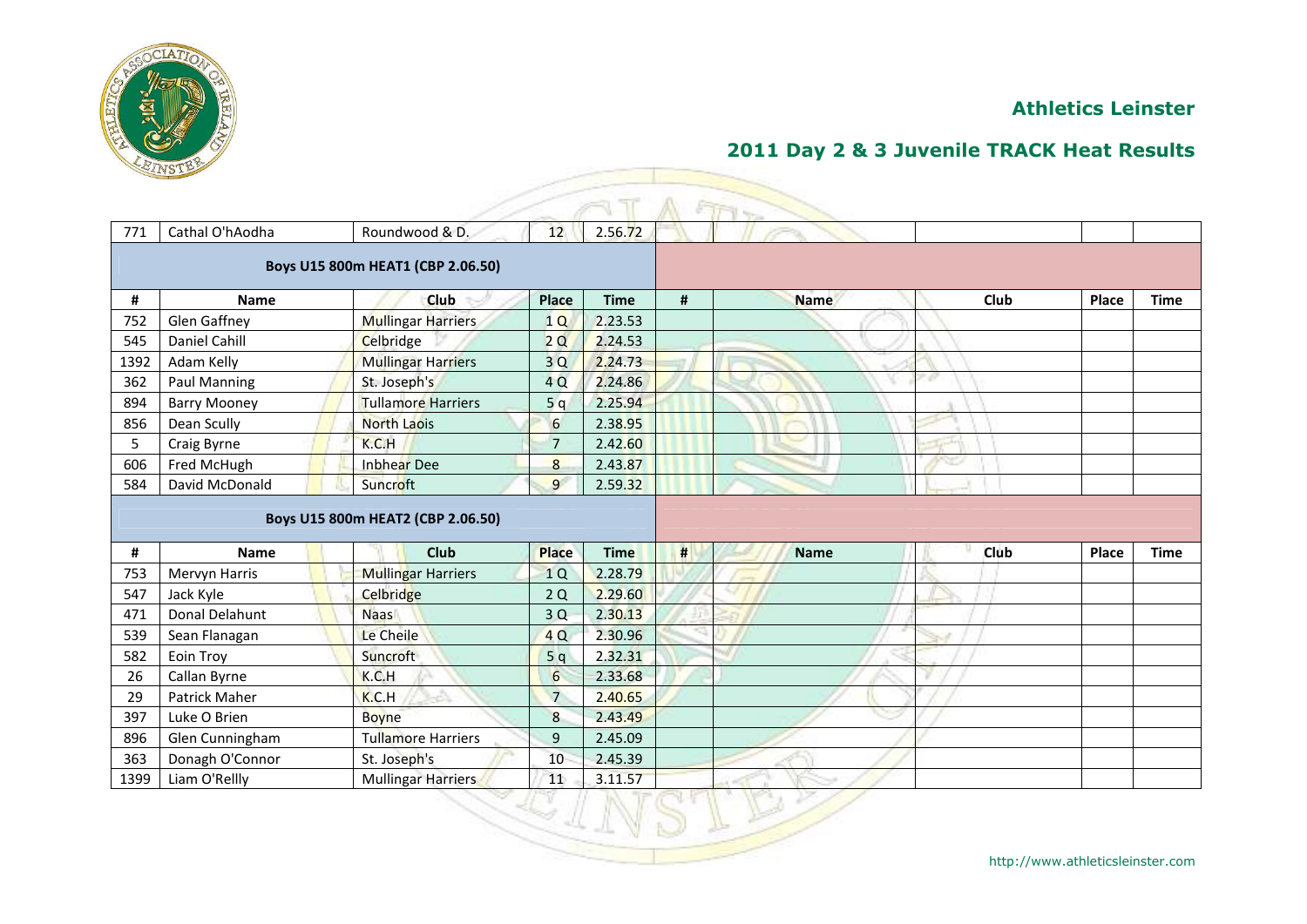## Athletics Leinster

## 2011 Day 2 & 3 Juvenile TRACK Heat Results

| | | | | |
|---|---|---|---|---|
| 771 | Cathal O'hAodha | Roundwood & D. | 12 | 2.56.72 |

**Boys U15 800m HEAT1 (CBP 2.06.50)**

| # | Name | Club | Place | Time |
|---|---|---|---|---|
| 752 | Glen Gaffney | Mullingar Harriers | 1 Q | 2.23.53 |
| 545 | Daniel Cahill | Celbridge | 2 Q | 2.24.53 |
| 1392 | Adam Kelly | Mullingar Harriers | 3 Q | 2.24.73 |
| 362 | Paul Manning | St. Joseph's | 4 Q | 2.24.86 |
| 894 | Barry Mooney | Tullamore Harriers | 5 q | 2.25.94 |
| 856 | Dean Scully | North Laois | 6 | 2.38.95 |
| 5 | Craig Byrne | K.C.H | 7 | 2.42.60 |
| 606 | Fred McHugh | Inbhear Dee | 8 | 2.43.87 |
| 584 | David McDonald | Suncroft | 9 | 2.59.32 |

**Boys U15 800m HEAT2 (CBP 2.06.50)**

| # | Name | Club | Place | Time |
|---|---|---|---|---|
| 753 | Mervyn Harris | Mullingar Harriers | 1 Q | 2.28.79 |
| 547 | Jack Kyle | Celbridge | 2 Q | 2.29.60 |
| 471 | Donal Delahunt | Naas | 3 Q | 2.30.13 |
| 539 | Sean Flanagan | Le Cheile | 4 Q | 2.30.96 |
| 582 | Eoin Troy | Suncroft | 5 q | 2.32.31 |
| 26 | Callan Byrne | K.C.H | 6 | 2.33.68 |
| 29 | Patrick Maher | K.C.H | 7 | 2.40.65 |
| 397 | Luke O Brien | Boyne | 8 | 2.43.49 |
| 896 | Glen Cunningham | Tullamore Harriers | 9 | 2.45.09 |
| 363 | Donagh O'Connor | St. Joseph's | 10 | 2.45.39 |
| 1399 | Liam O'Rellly | Mullingar Harriers | 11 | 3.11.57 |

http://www.athleticsleinster.com